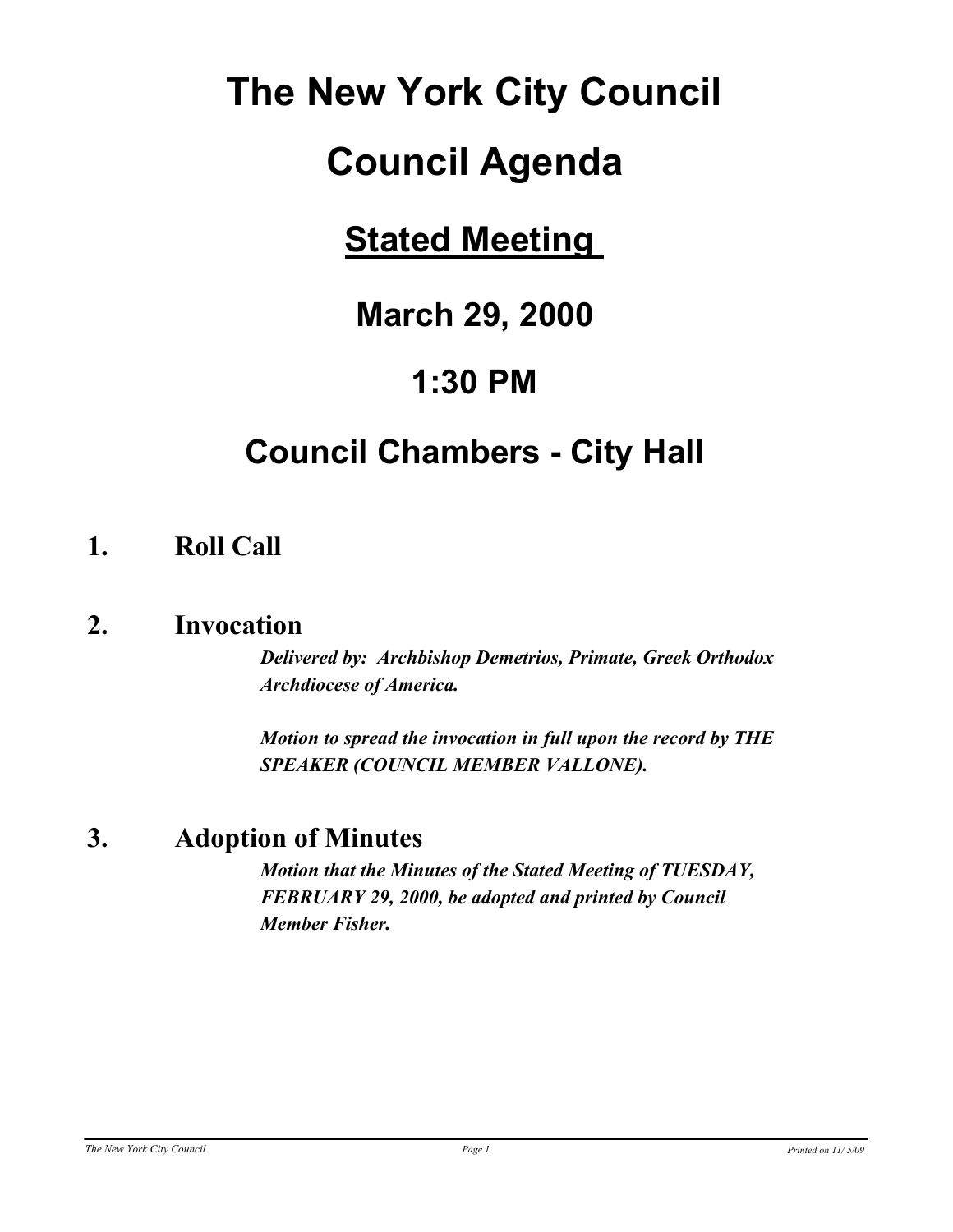# The New York City Council

# Council Agenda

## Stated Meeting

## March 29, 2000

## 1:30 PM

## Council Chambers - City Hall

### 1. Roll Call

### 2. Invocation

***Delivered by: Archbishop Demetrios, Primate, Greek Orthodox Archdiocese of America.***

***Motion to spread the invocation in full upon the record by THE SPEAKER (COUNCIL MEMBER VALLONE).***

### 3. Adoption of Minutes

***Motion that the Minutes of the Stated Meeting of TUESDAY, FEBRUARY 29, 2000, be adopted and printed by Council Member Fisher.***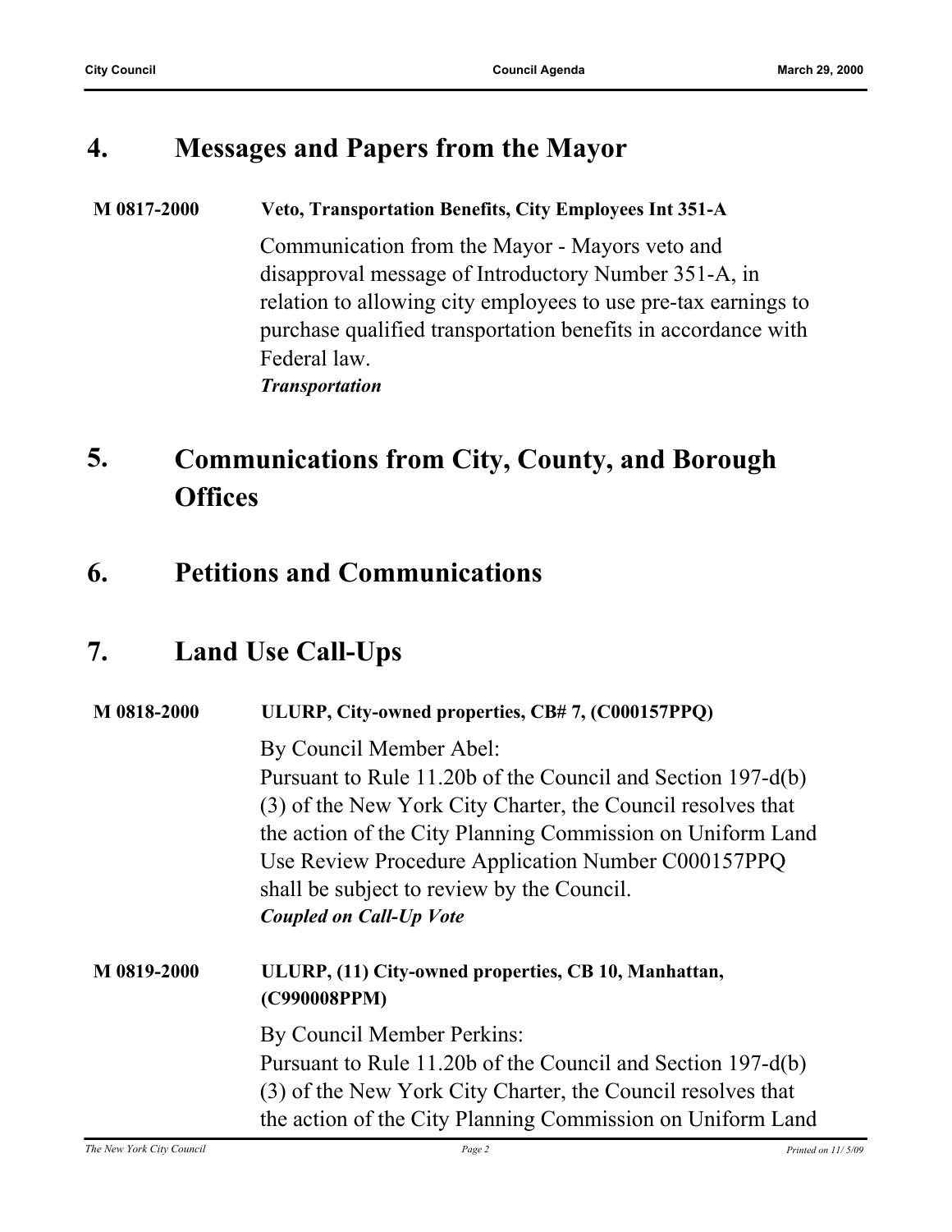## 4. Messages and Papers from the Mayor

**M 0817-2000** **Veto, Transportation Benefits, City Employees Int 351-A**

Communication from the Mayor - Mayors veto and disapproval message of Introductory Number 351-A, in relation to allowing city employees to use pre-tax earnings to purchase qualified transportation benefits in accordance with Federal law.

***Transportation***

## 5. Communications from City, County, and Borough Offices

## 6. Petitions and Communications

## 7. Land Use Call-Ups

**M 0818-2000** **ULURP, City-owned properties, CB# 7, (C000157PPQ)**

By Council Member Abel:

Pursuant to Rule 11.20b of the Council and Section 197-d(b)(3) of the New York City Charter, the Council resolves that the action of the City Planning Commission on Uniform Land Use Review Procedure Application Number C000157PPQ shall be subject to review by the Council.

***Coupled on Call-Up Vote***

**M 0819-2000** **ULURP, (11) City-owned properties, CB 10, Manhattan, (C990008PPM)**

By Council Member Perkins:

Pursuant to Rule 11.20b of the Council and Section 197-d(b)(3) of the New York City Charter, the Council resolves that the action of the City Planning Commission on Uniform Land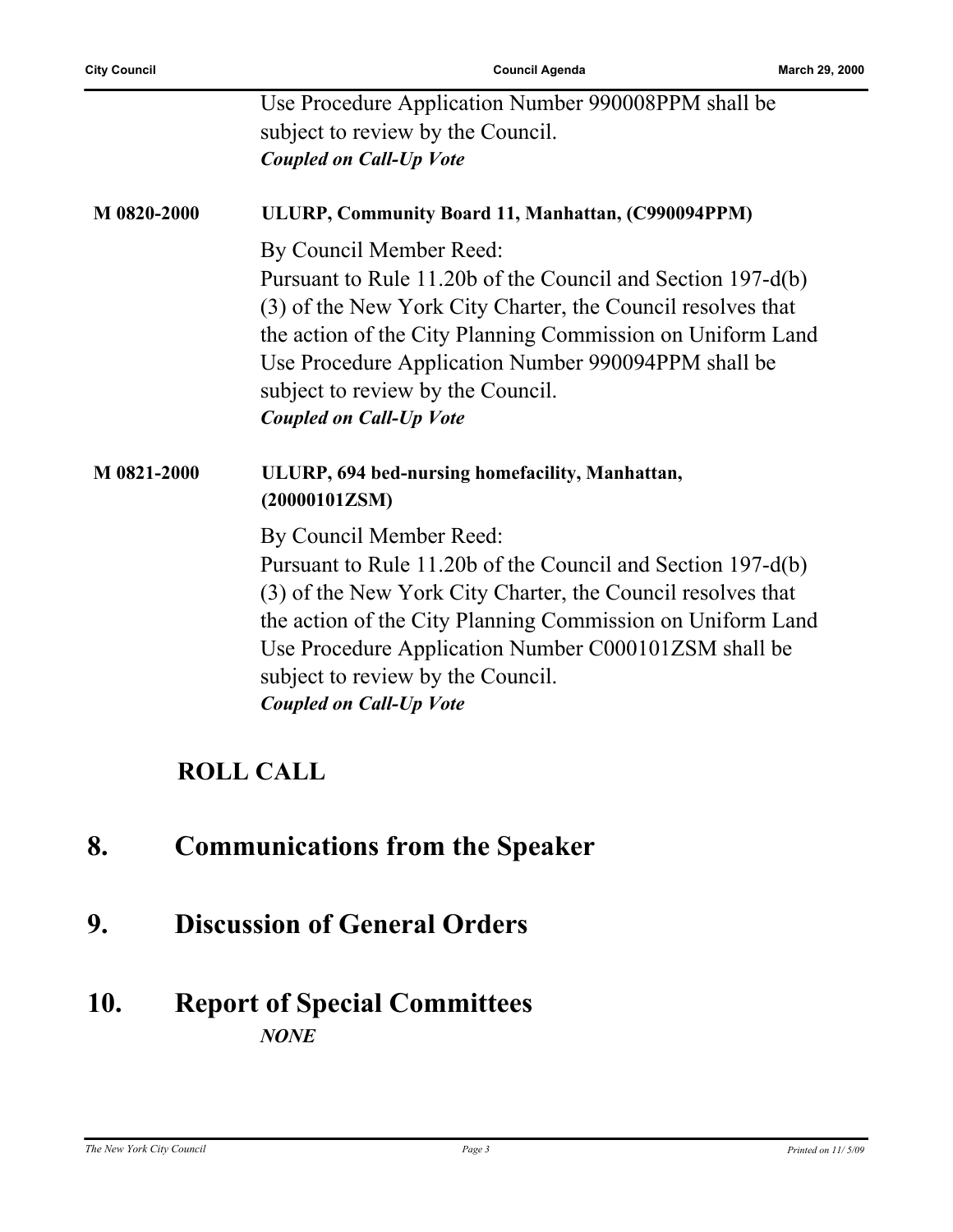Use Procedure Application Number 990008PPM shall be subject to review by the Council.
***Coupled on Call-Up Vote***

**M 0820-2000** **ULURP, Community Board 11, Manhattan, (C990094PPM)**

By Council Member Reed:
Pursuant to Rule 11.20b of the Council and Section 197-d(b)(3) of the New York City Charter, the Council resolves that the action of the City Planning Commission on Uniform Land Use Procedure Application Number 990094PPM shall be subject to review by the Council.
***Coupled on Call-Up Vote***

**M 0821-2000** **ULURP, 694 bed-nursing homefacility, Manhattan, (20000101ZSM)**

By Council Member Reed:
Pursuant to Rule 11.20b of the Council and Section 197-d(b)(3) of the New York City Charter, the Council resolves that the action of the City Planning Commission on Uniform Land Use Procedure Application Number C000101ZSM shall be subject to review by the Council.
***Coupled on Call-Up Vote***

## ROLL CALL

# 8. Communications from the Speaker

# 9. Discussion of General Orders

# 10. Report of Special Committees

***NONE***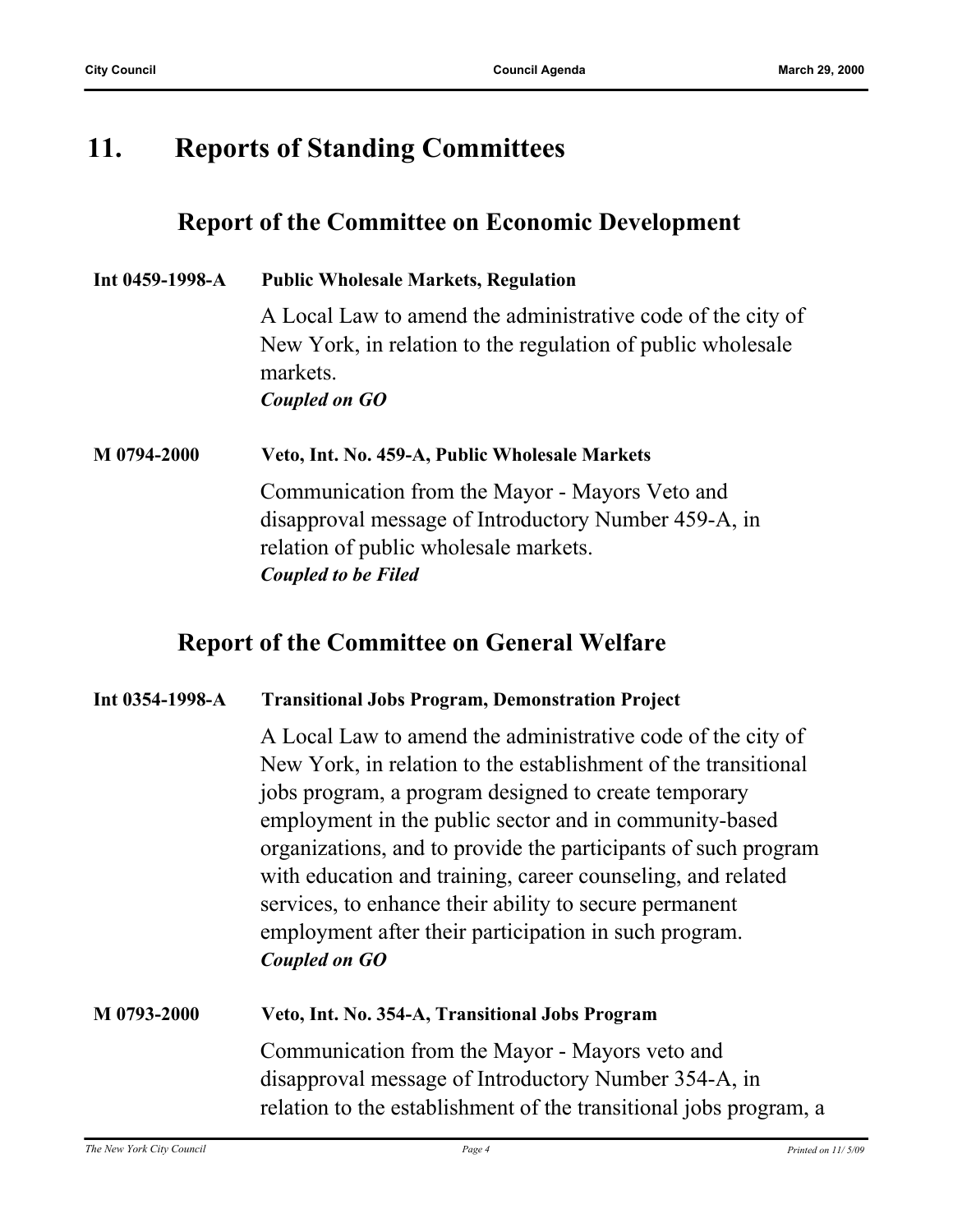# 11. Reports of Standing Committees

## Report of the Committee on Economic Development

**Int 0459-1998-A** **Public Wholesale Markets, Regulation**

A Local Law to amend the administrative code of the city of New York, in relation to the regulation of public wholesale markets.
***Coupled on GO***

**M 0794-2000** **Veto, Int. No. 459-A, Public Wholesale Markets**

Communication from the Mayor - Mayors Veto and disapproval message of Introductory Number 459-A, in relation of public wholesale markets.
***Coupled to be Filed***

## Report of the Committee on General Welfare

**Int 0354-1998-A** **Transitional Jobs Program, Demonstration Project**

A Local Law to amend the administrative code of the city of New York, in relation to the establishment of the transitional jobs program, a program designed to create temporary employment in the public sector and in community-based organizations, and to provide the participants of such program with education and training, career counseling, and related services, to enhance their ability to secure permanent employment after their participation in such program.
***Coupled on GO***

**M 0793-2000** **Veto, Int. No. 354-A, Transitional Jobs Program**

Communication from the Mayor - Mayors veto and disapproval message of Introductory Number 354-A, in relation to the establishment of the transitional jobs program, a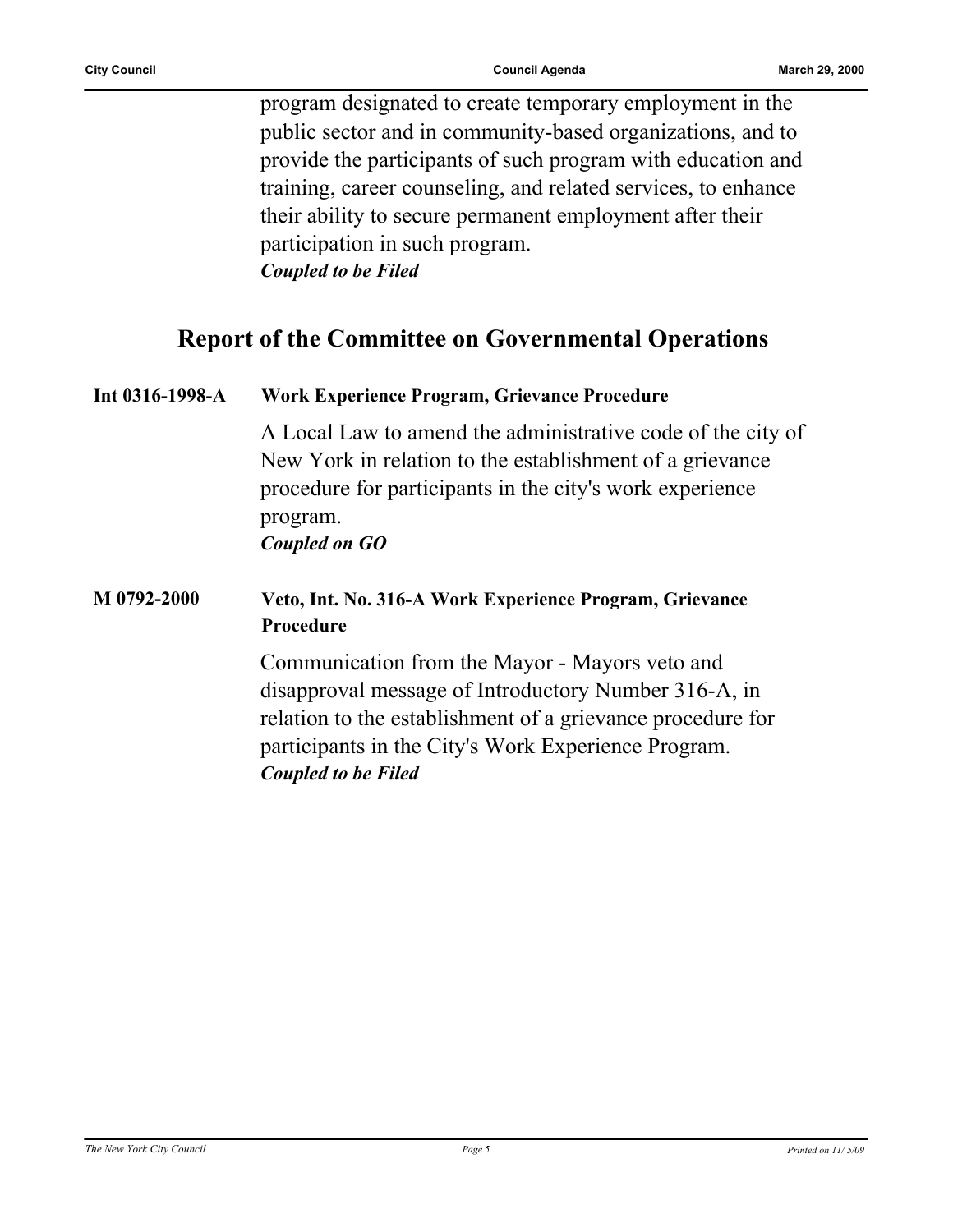program designated to create temporary employment in the public sector and in community-based organizations, and to provide the participants of such program with education and training, career counseling, and related services, to enhance their ability to secure permanent employment after their participation in such program.
***Coupled to be Filed***

## Report of the Committee on Governmental Operations

**Int 0316-1998-A** **Work Experience Program, Grievance Procedure**

A Local Law to amend the administrative code of the city of New York in relation to the establishment of a grievance procedure for participants in the city's work experience program.
***Coupled on GO***

**M 0792-2000** **Veto, Int. No. 316-A Work Experience Program, Grievance Procedure**

Communication from the Mayor - Mayors veto and disapproval message of Introductory Number 316-A, in relation to the establishment of a grievance procedure for participants in the City's Work Experience Program.
***Coupled to be Filed***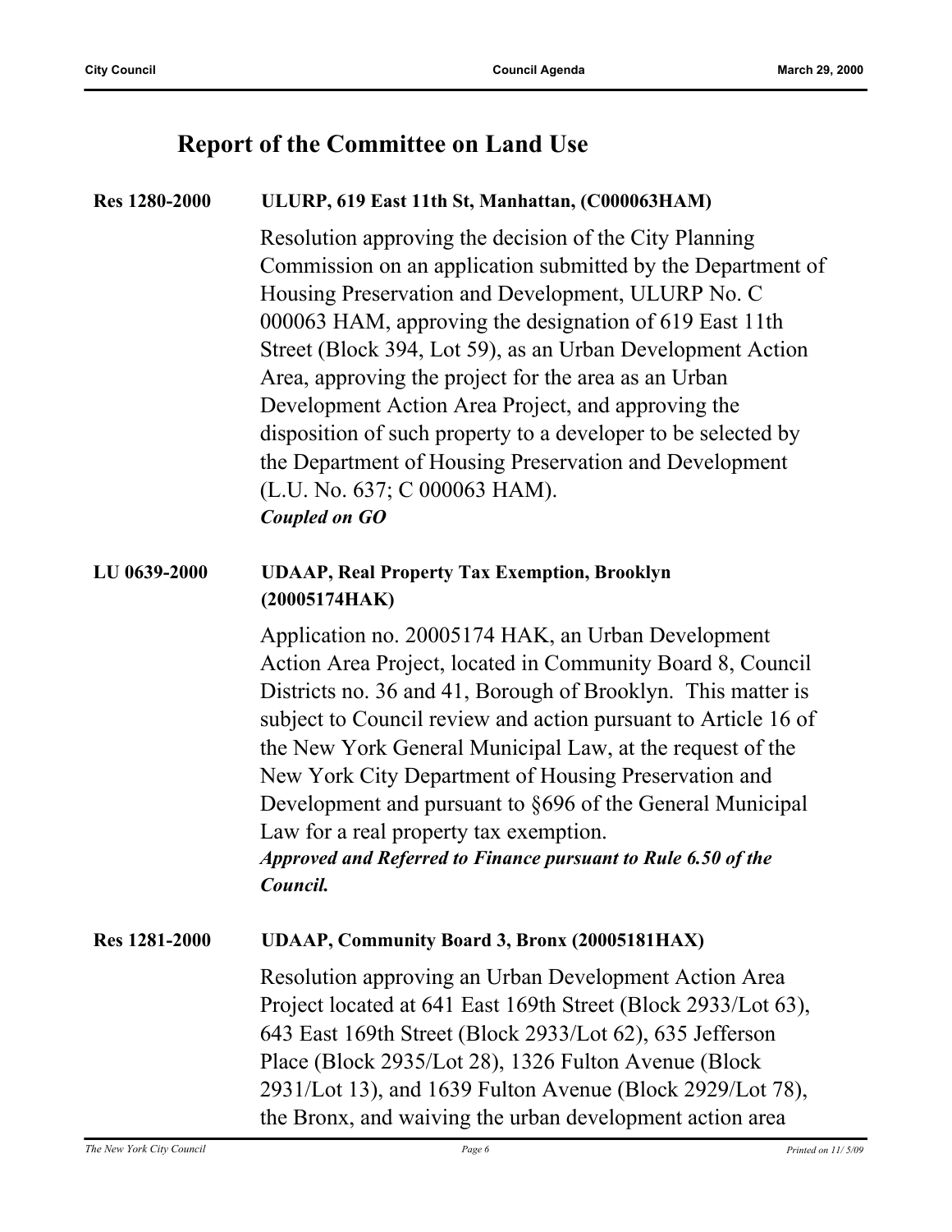## Report of the Committee on Land Use

**Res 1280-2000** **ULURP, 619 East 11th St, Manhattan, (C000063HAM)**

Resolution approving the decision of the City Planning Commission on an application submitted by the Department of Housing Preservation and Development, ULURP No. C 000063 HAM, approving the designation of 619 East 11th Street (Block 394, Lot 59), as an Urban Development Action Area, approving the project for the area as an Urban Development Action Area Project, and approving the disposition of such property to a developer to be selected by the Department of Housing Preservation and Development (L.U. No. 637; C 000063 HAM).

***Coupled on GO***

**LU 0639-2000** **UDAAP, Real Property Tax Exemption, Brooklyn (20005174HAK)**

Application no. 20005174 HAK, an Urban Development Action Area Project, located in Community Board 8, Council Districts no. 36 and 41, Borough of Brooklyn. This matter is subject to Council review and action pursuant to Article 16 of the New York General Municipal Law, at the request of the New York City Department of Housing Preservation and Development and pursuant to §696 of the General Municipal Law for a real property tax exemption.

***Approved and Referred to Finance pursuant to Rule 6.50 of the Council.***

**Res 1281-2000** **UDAAP, Community Board 3, Bronx (20005181HAX)**

Resolution approving an Urban Development Action Area Project located at 641 East 169th Street (Block 2933/Lot 63), 643 East 169th Street (Block 2933/Lot 62), 635 Jefferson Place (Block 2935/Lot 28), 1326 Fulton Avenue (Block 2931/Lot 13), and 1639 Fulton Avenue (Block 2929/Lot 78), the Bronx, and waiving the urban development action area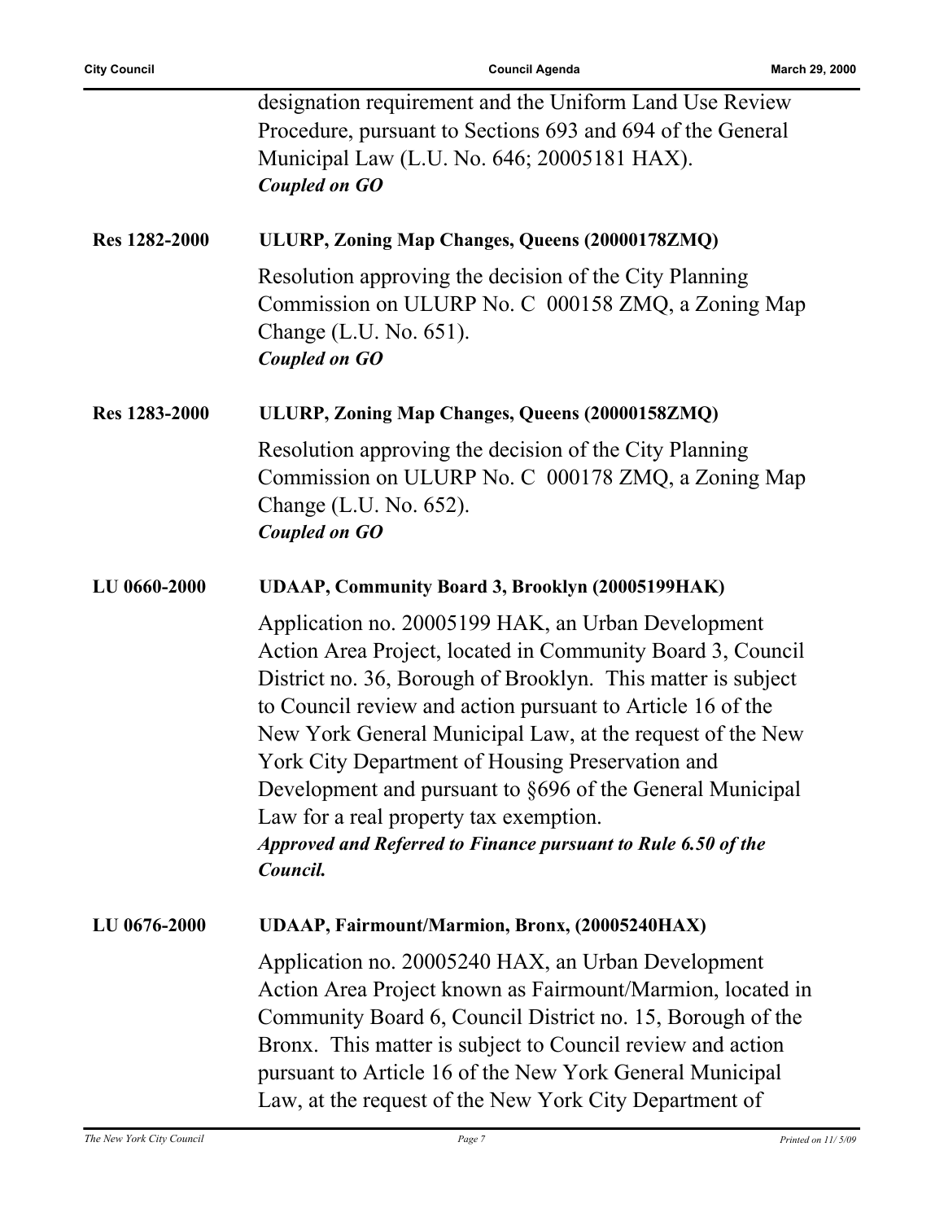designation requirement and the Uniform Land Use Review Procedure, pursuant to Sections 693 and 694 of the General Municipal Law (L.U. No. 646; 20005181 HAX).
***Coupled on GO***

**Res 1282-2000** **ULURP, Zoning Map Changes, Queens (20000178ZMQ)**

Resolution approving the decision of the City Planning Commission on ULURP No. C 000158 ZMQ, a Zoning Map Change (L.U. No. 651).
***Coupled on GO***

**Res 1283-2000** **ULURP, Zoning Map Changes, Queens (20000158ZMQ)**

Resolution approving the decision of the City Planning Commission on ULURP No. C 000178 ZMQ, a Zoning Map Change (L.U. No. 652).
***Coupled on GO***

**LU 0660-2000** **UDAAP, Community Board 3, Brooklyn (20005199HAK)**

Application no. 20005199 HAK, an Urban Development Action Area Project, located in Community Board 3, Council District no. 36, Borough of Brooklyn. This matter is subject to Council review and action pursuant to Article 16 of the New York General Municipal Law, at the request of the New York City Department of Housing Preservation and Development and pursuant to §696 of the General Municipal Law for a real property tax exemption.
***Approved and Referred to Finance pursuant to Rule 6.50 of the Council.***

**LU 0676-2000** **UDAAP, Fairmount/Marmion, Bronx, (20005240HAX)**

Application no. 20005240 HAX, an Urban Development Action Area Project known as Fairmount/Marmion, located in Community Board 6, Council District no. 15, Borough of the Bronx. This matter is subject to Council review and action pursuant to Article 16 of the New York General Municipal Law, at the request of the New York City Department of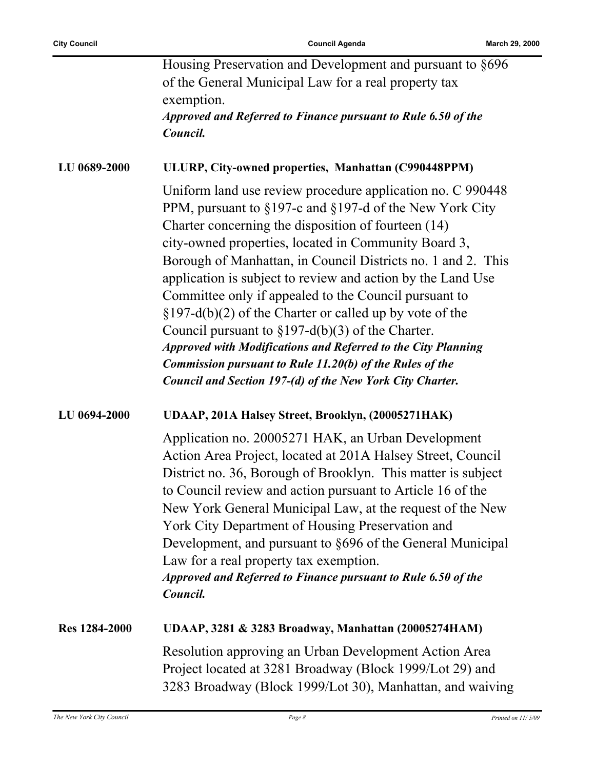Housing Preservation and Development and pursuant to §696 of the General Municipal Law for a real property tax exemption.

***Approved and Referred to Finance pursuant to Rule 6.50 of the Council.***

**LU 0689-2000** **ULURP, City-owned properties, Manhattan (C990448PPM)**

Uniform land use review procedure application no. C 990448 PPM, pursuant to §197-c and §197-d of the New York City Charter concerning the disposition of fourteen (14) city-owned properties, located in Community Board 3, Borough of Manhattan, in Council Districts no. 1 and 2. This application is subject to review and action by the Land Use Committee only if appealed to the Council pursuant to §197-d(b)(2) of the Charter or called up by vote of the Council pursuant to §197-d(b)(3) of the Charter.

***Approved with Modifications and Referred to the City Planning Commission pursuant to Rule 11.20(b) of the Rules of the Council and Section 197-(d) of the New York City Charter.***

**LU 0694-2000** **UDAAP, 201A Halsey Street, Brooklyn, (20005271HAK)**

Application no. 20005271 HAK, an Urban Development Action Area Project, located at 201A Halsey Street, Council District no. 36, Borough of Brooklyn. This matter is subject to Council review and action pursuant to Article 16 of the New York General Municipal Law, at the request of the New York City Department of Housing Preservation and Development, and pursuant to §696 of the General Municipal Law for a real property tax exemption.

***Approved and Referred to Finance pursuant to Rule 6.50 of the Council.***

**Res 1284-2000** **UDAAP, 3281 & 3283 Broadway, Manhattan (20005274HAM)**

Resolution approving an Urban Development Action Area Project located at 3281 Broadway (Block 1999/Lot 29) and 3283 Broadway (Block 1999/Lot 30), Manhattan, and waiving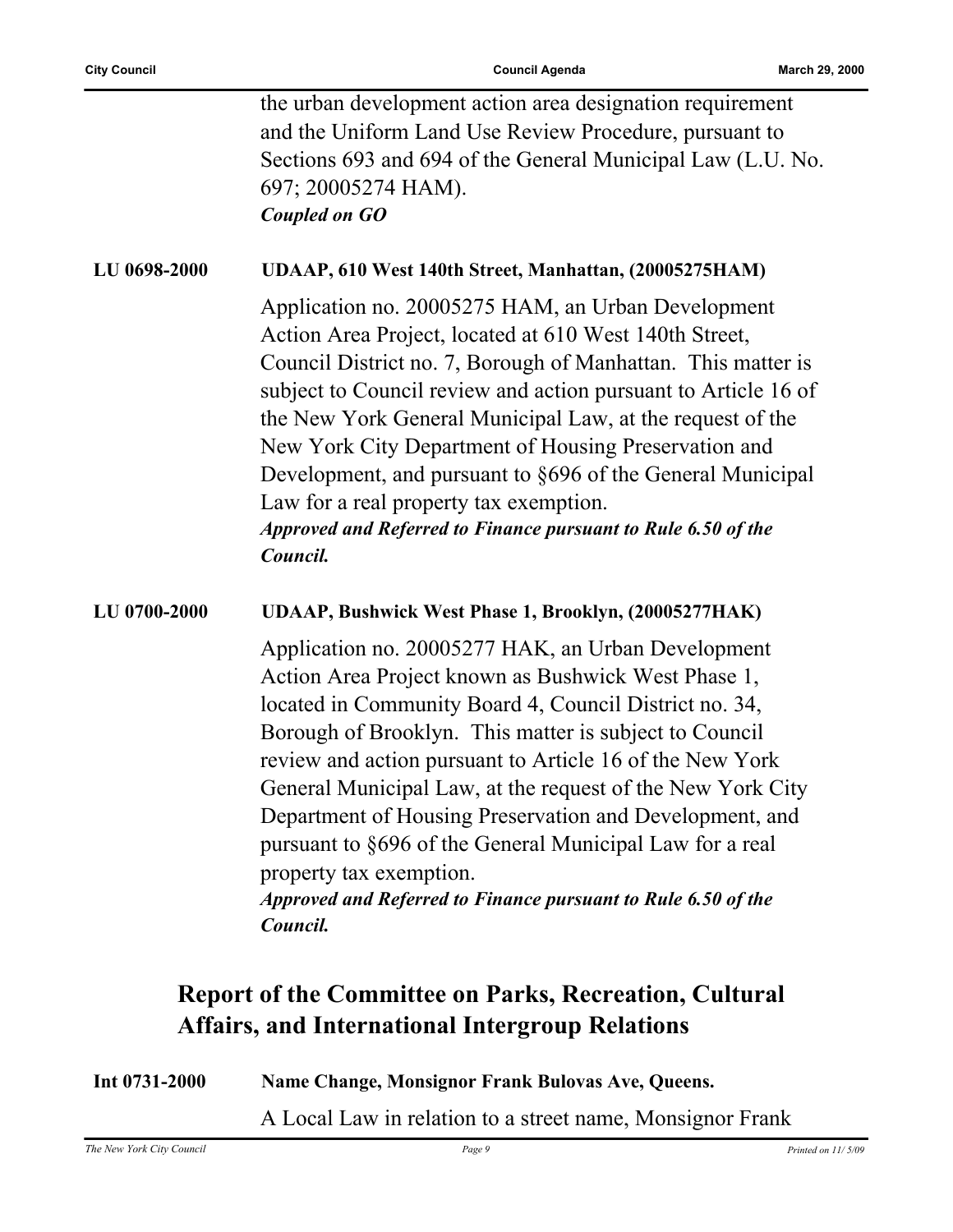the urban development action area designation requirement and the Uniform Land Use Review Procedure, pursuant to Sections 693 and 694 of the General Municipal Law (L.U. No. 697; 20005274 HAM).
***Coupled on GO***

**LU 0698-2000** **UDAAP, 610 West 140th Street, Manhattan, (20005275HAM)**

Application no. 20005275 HAM, an Urban Development Action Area Project, located at 610 West 140th Street, Council District no. 7, Borough of Manhattan. This matter is subject to Council review and action pursuant to Article 16 of the New York General Municipal Law, at the request of the New York City Department of Housing Preservation and Development, and pursuant to §696 of the General Municipal Law for a real property tax exemption.
***Approved and Referred to Finance pursuant to Rule 6.50 of the Council.***

**LU 0700-2000** **UDAAP, Bushwick West Phase 1, Brooklyn, (20005277HAK)**

Application no. 20005277 HAK, an Urban Development Action Area Project known as Bushwick West Phase 1, located in Community Board 4, Council District no. 34, Borough of Brooklyn. This matter is subject to Council review and action pursuant to Article 16 of the New York General Municipal Law, at the request of the New York City Department of Housing Preservation and Development, and pursuant to §696 of the General Municipal Law for a real property tax exemption.
***Approved and Referred to Finance pursuant to Rule 6.50 of the Council.***

## Report of the Committee on Parks, Recreation, Cultural Affairs, and International Intergroup Relations

**Int 0731-2000** **Name Change, Monsignor Frank Bulovas Ave, Queens.**

A Local Law in relation to a street name, Monsignor Frank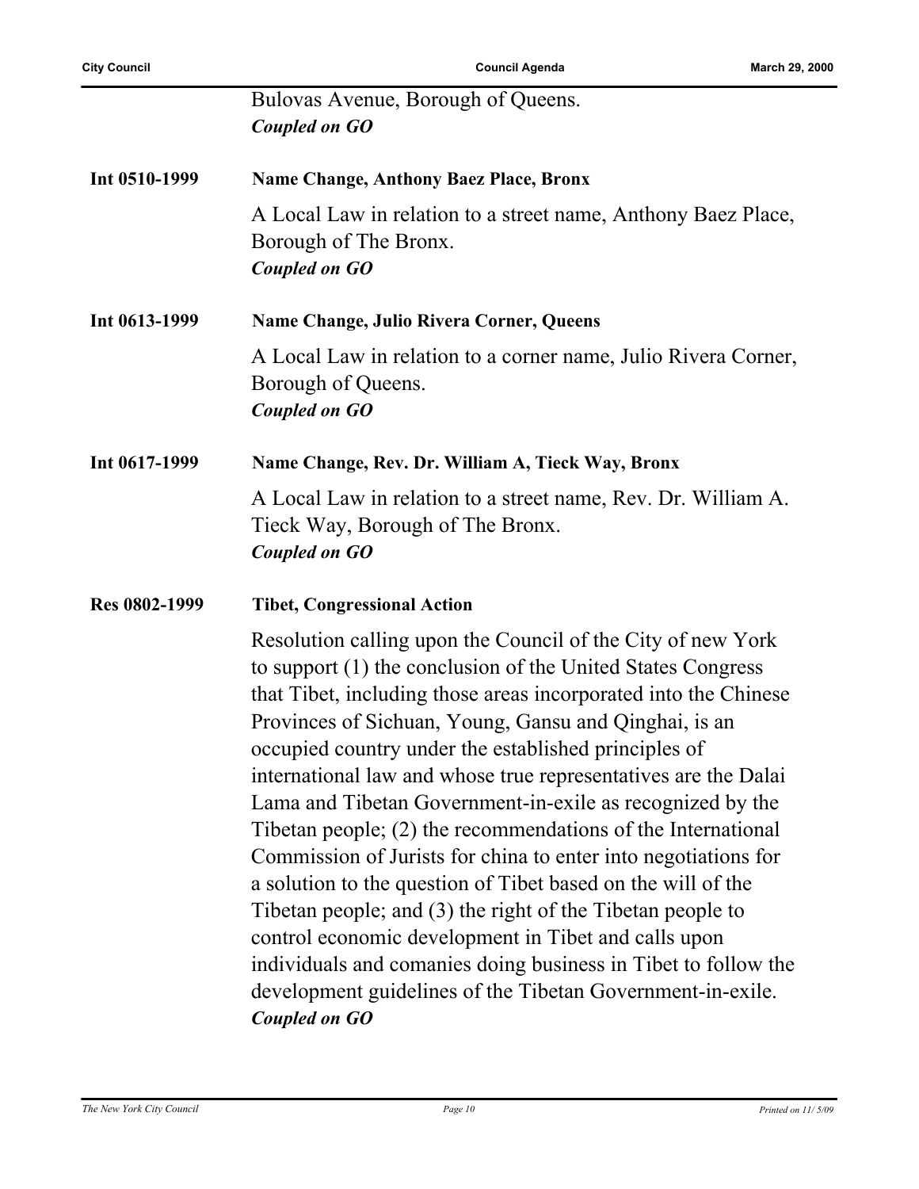Bulovas Avenue, Borough of Queens.
***Coupled on GO***

**Int 0510-1999** **Name Change, Anthony Baez Place, Bronx**

A Local Law in relation to a street name, Anthony Baez Place, Borough of The Bronx.
***Coupled on GO***

**Int 0613-1999** **Name Change, Julio Rivera Corner, Queens**

A Local Law in relation to a corner name, Julio Rivera Corner, Borough of Queens.
***Coupled on GO***

**Int 0617-1999** **Name Change, Rev. Dr. William A, Tieck Way, Bronx**

A Local Law in relation to a street name, Rev. Dr. William A. Tieck Way, Borough of The Bronx.
***Coupled on GO***

**Res 0802-1999** **Tibet, Congressional Action**

Resolution calling upon the Council of the City of new York to support (1) the conclusion of the United States Congress that Tibet, including those areas incorporated into the Chinese Provinces of Sichuan, Young, Gansu and Qinghai, is an occupied country under the established principles of international law and whose true representatives are the Dalai Lama and Tibetan Government-in-exile as recognized by the Tibetan people; (2) the recommendations of the International Commission of Jurists for china to enter into negotiations for a solution to the question of Tibet based on the will of the Tibetan people; and (3) the right of the Tibetan people to control economic development in Tibet and calls upon individuals and comanies doing business in Tibet to follow the development guidelines of the Tibetan Government-in-exile.
***Coupled on GO***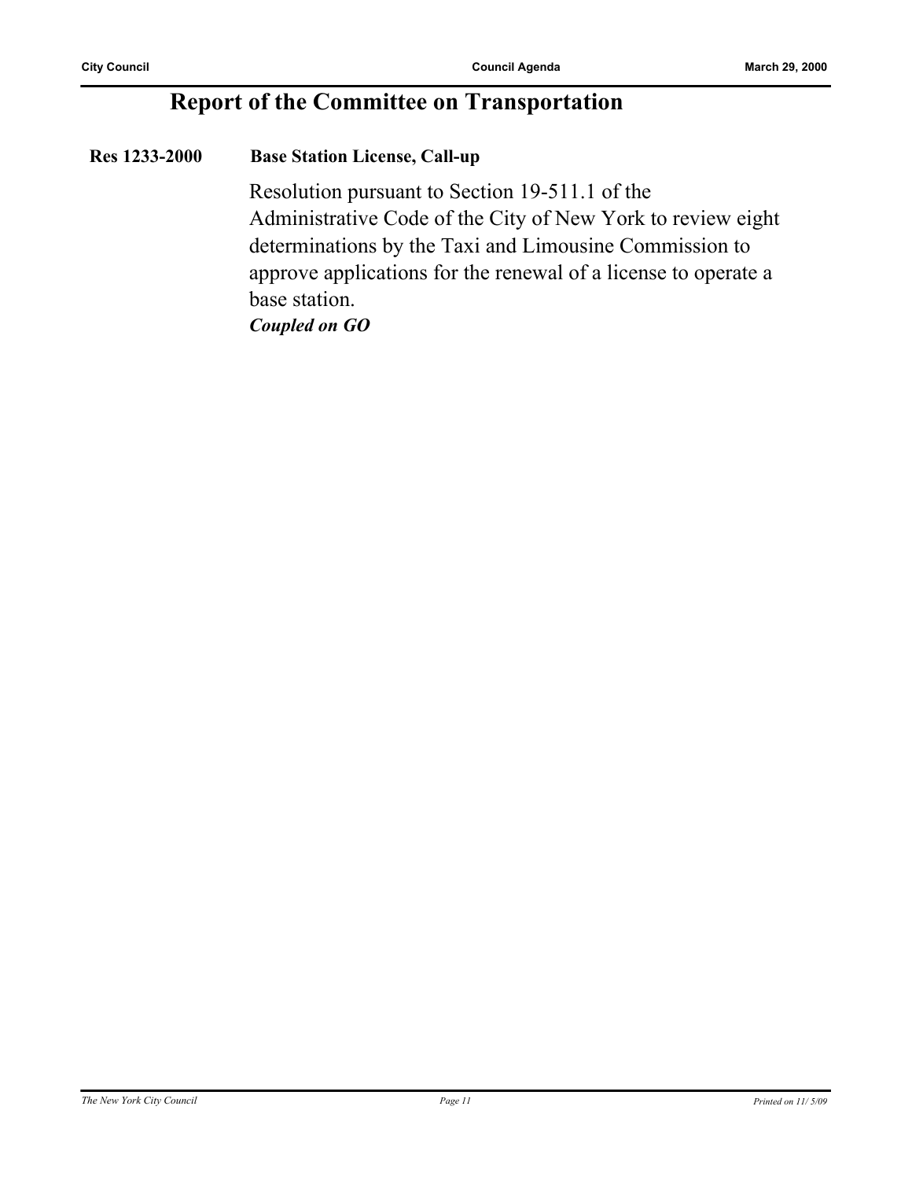## Report of the Committee on Transportation

**Res 1233-2000** **Base Station License, Call-up**

Resolution pursuant to Section 19-511.1 of the Administrative Code of the City of New York to review eight determinations by the Taxi and Limousine Commission to approve applications for the renewal of a license to operate a base station.

***Coupled on GO***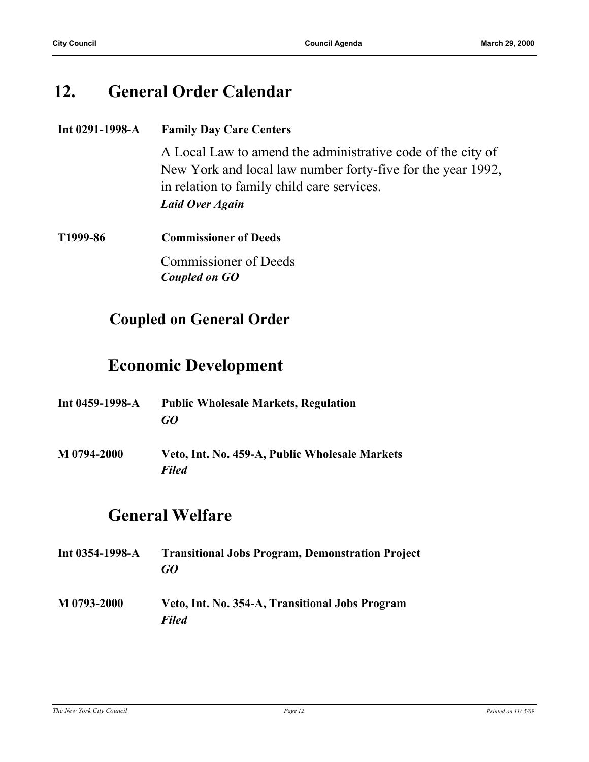## 12. General Order Calendar

**Int 0291-1998-A** **Family Day Care Centers**

A Local Law to amend the administrative code of the city of New York and local law number forty-five for the year 1992, in relation to family child care services.

***Laid Over Again***

**T1999-86** **Commissioner of Deeds**

Commissioner of Deeds

***Coupled on GO***

### Coupled on General Order

## Economic Development

**Int 0459-1998-A** **Public Wholesale Markets, Regulation**

***GO***

**M 0794-2000** **Veto, Int. No. 459-A, Public Wholesale Markets**

***Filed***

## General Welfare

**Int 0354-1998-A** **Transitional Jobs Program, Demonstration Project**

***GO***

**M 0793-2000** **Veto, Int. No. 354-A, Transitional Jobs Program**

***Filed***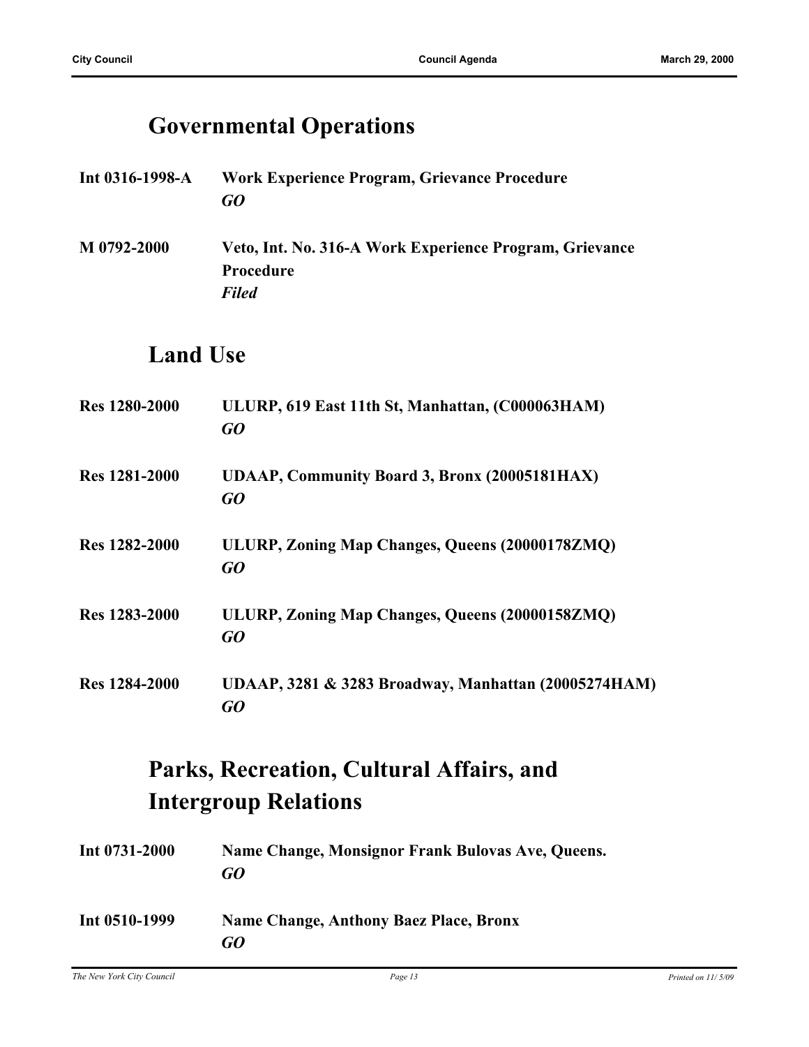## Governmental Operations

**Int 0316-1998-A** **Work Experience Program, Grievance Procedure**
***GO***

**M 0792-2000** **Veto, Int. No. 316-A Work Experience Program, Grievance Procedure**
***Filed***

## Land Use

**Res 1280-2000** **ULURP, 619 East 11th St, Manhattan, (C000063HAM)**
***GO***

**Res 1281-2000** **UDAAP, Community Board 3, Bronx (20005181HAX)**
***GO***

**Res 1282-2000** **ULURP, Zoning Map Changes, Queens (20000178ZMQ)**
***GO***

**Res 1283-2000** **ULURP, Zoning Map Changes, Queens (20000158ZMQ)**
***GO***

**Res 1284-2000** **UDAAP, 3281 & 3283 Broadway, Manhattan (20005274HAM)**
***GO***

## Parks, Recreation, Cultural Affairs, and Intergroup Relations

**Int 0731-2000** **Name Change, Monsignor Frank Bulovas Ave, Queens.**
***GO***

**Int 0510-1999** **Name Change, Anthony Baez Place, Bronx**
***GO***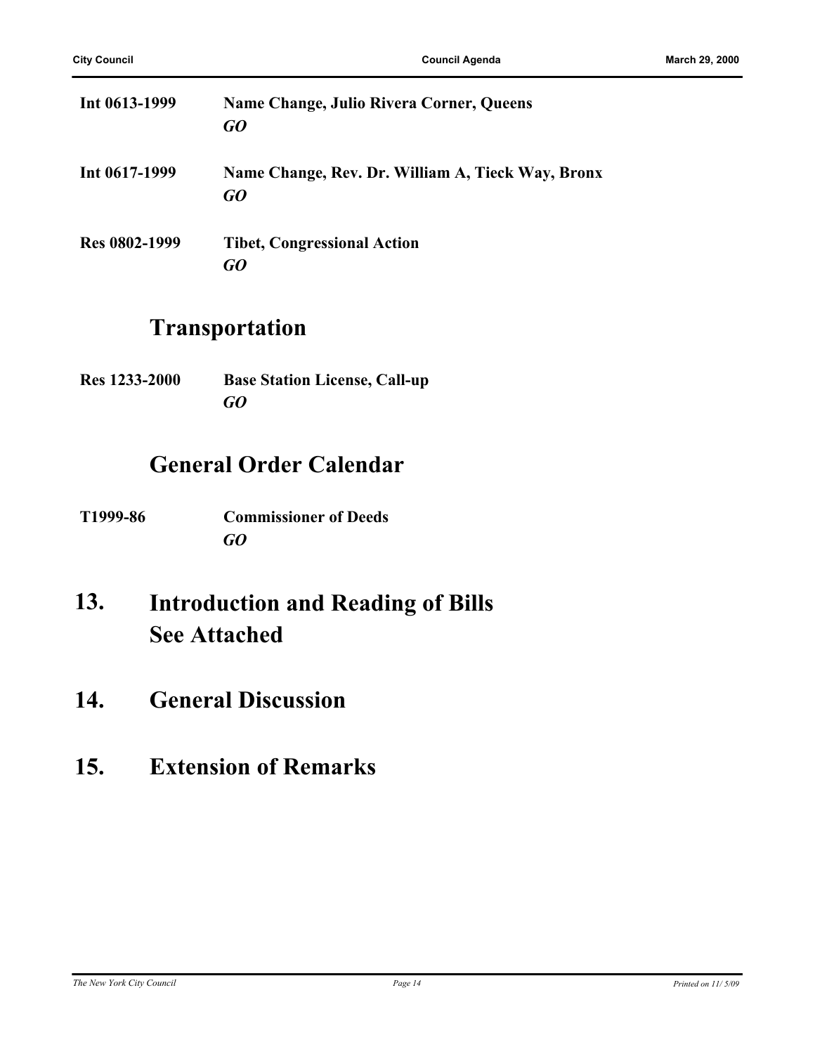**Int 0613-1999** **Name Change, Julio Rivera Corner, Queens**
***GO***

**Int 0617-1999** **Name Change, Rev. Dr. William A, Tieck Way, Bronx**
***GO***

**Res 0802-1999** **Tibet, Congressional Action**
***GO***

## Transportation

**Res 1233-2000** **Base Station License, Call-up**
***GO***

## General Order Calendar

**T1999-86** **Commissioner of Deeds**
***GO***

## 13. Introduction and Reading of Bills See Attached

## 14. General Discussion

## 15. Extension of Remarks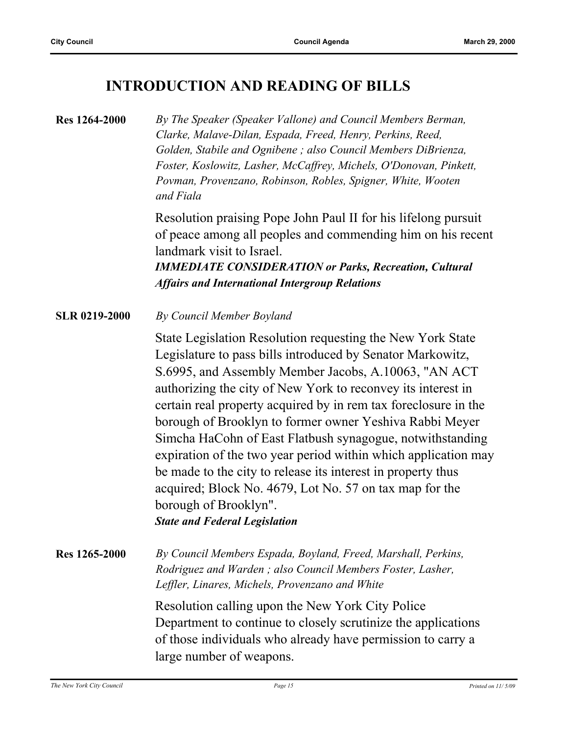## INTRODUCTION AND READING OF BILLS

**Res 1264-2000**

*By The Speaker (Speaker Vallone) and Council Members Berman, Clarke, Malave-Dilan, Espada, Freed, Henry, Perkins, Reed, Golden, Stabile and Ognibene ; also Council Members DiBrienza, Foster, Koslowitz, Lasher, McCaffrey, Michels, O'Donovan, Pinkett, Povman, Provenzano, Robinson, Robles, Spigner, White, Wooten and Fiala*

Resolution praising Pope John Paul II for his lifelong pursuit of peace among all peoples and commending him on his recent landmark visit to Israel.

***IMMEDIATE CONSIDERATION or Parks, Recreation, Cultural Affairs and International Intergroup Relations***

**SLR 0219-2000**

*By Council Member Boyland*

State Legislation Resolution requesting the New York State Legislature to pass bills introduced by Senator Markowitz, S.6995, and Assembly Member Jacobs, A.10063, "AN ACT authorizing the city of New York to reconvey its interest in certain real property acquired by in rem tax foreclosure in the borough of Brooklyn to former owner Yeshiva Rabbi Meyer Simcha HaCohn of East Flatbush synagogue, notwithstanding expiration of the two year period within which application may be made to the city to release its interest in property thus acquired; Block No. 4679, Lot No. 57 on tax map for the borough of Brooklyn".

***State and Federal Legislation***

**Res 1265-2000**

*By Council Members Espada, Boyland, Freed, Marshall, Perkins, Rodriguez and Warden ; also Council Members Foster, Lasher, Leffler, Linares, Michels, Provenzano and White*

Resolution calling upon the New York City Police Department to continue to closely scrutinize the applications of those individuals who already have permission to carry a large number of weapons.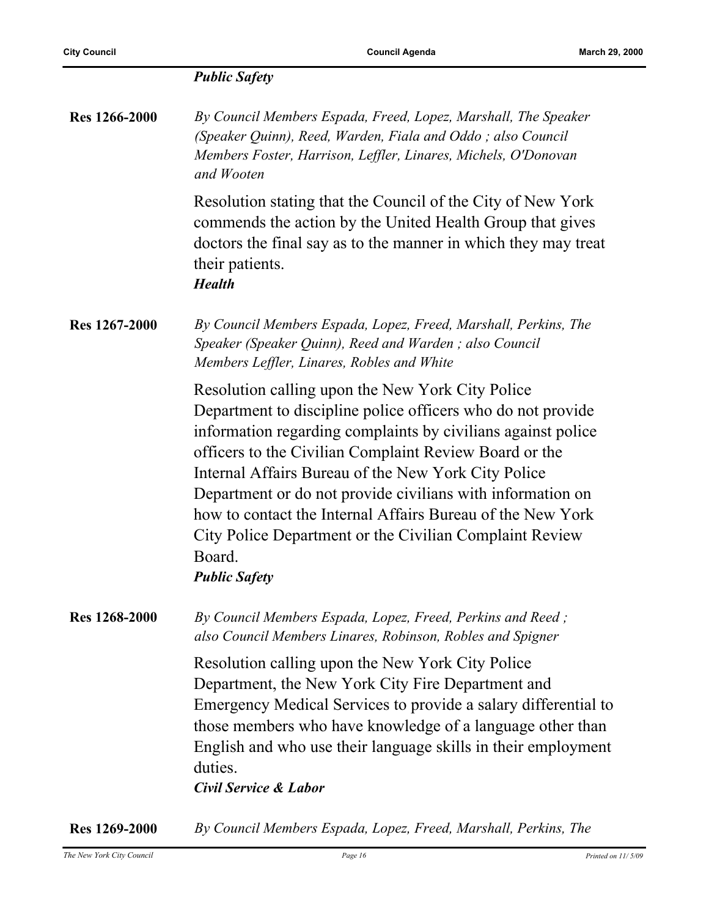***Public Safety***

**Res 1266-2000** *By Council Members Espada, Freed, Lopez, Marshall, The Speaker (Speaker Quinn), Reed, Warden, Fiala and Oddo ; also Council Members Foster, Harrison, Leffler, Linares, Michels, O'Donovan and Wooten*

Resolution stating that the Council of the City of New York commends the action by the United Health Group that gives doctors the final say as to the manner in which they may treat their patients.

***Health***

**Res 1267-2000** *By Council Members Espada, Lopez, Freed, Marshall, Perkins, The Speaker (Speaker Quinn), Reed and Warden ; also Council Members Leffler, Linares, Robles and White*

Resolution calling upon the New York City Police Department to discipline police officers who do not provide information regarding complaints by civilians against police officers to the Civilian Complaint Review Board or the Internal Affairs Bureau of the New York City Police Department or do not provide civilians with information on how to contact the Internal Affairs Bureau of the New York City Police Department or the Civilian Complaint Review Board.

***Public Safety***

**Res 1268-2000** *By Council Members Espada, Lopez, Freed, Perkins and Reed ; also Council Members Linares, Robinson, Robles and Spigner*

Resolution calling upon the New York City Police Department, the New York City Fire Department and Emergency Medical Services to provide a salary differential to those members who have knowledge of a language other than English and who use their language skills in their employment duties.

***Civil Service & Labor***

**Res 1269-2000** *By Council Members Espada, Lopez, Freed, Marshall, Perkins, The*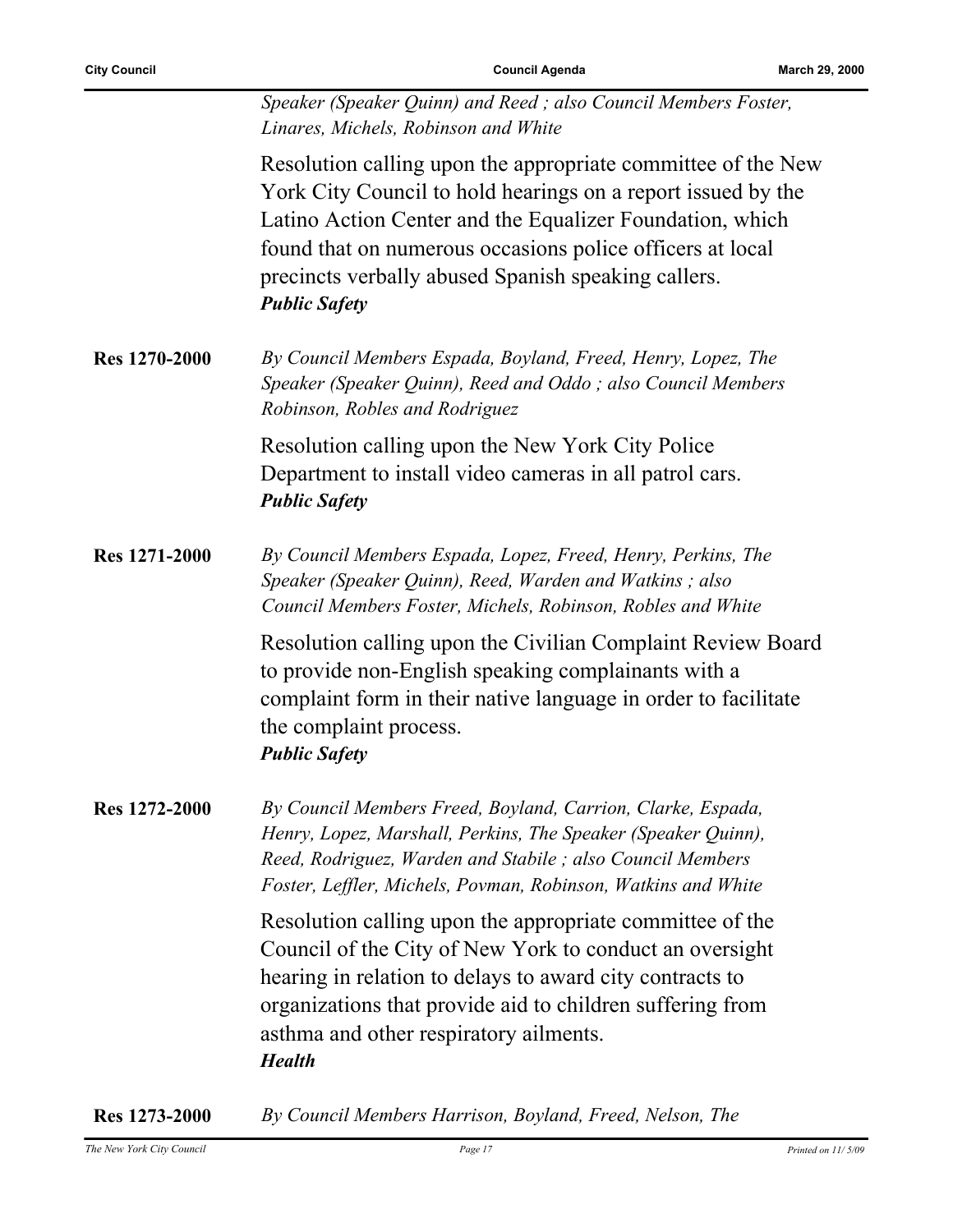*Speaker (Speaker Quinn) and Reed ; also Council Members Foster, Linares, Michels, Robinson and White*

Resolution calling upon the appropriate committee of the New York City Council to hold hearings on a report issued by the Latino Action Center and the Equalizer Foundation, which found that on numerous occasions police officers at local precincts verbally abused Spanish speaking callers.
***Public Safety***

**Res 1270-2000** *By Council Members Espada, Boyland, Freed, Henry, Lopez, The Speaker (Speaker Quinn), Reed and Oddo ; also Council Members Robinson, Robles and Rodriguez*

Resolution calling upon the New York City Police Department to install video cameras in all patrol cars.
***Public Safety***

**Res 1271-2000** *By Council Members Espada, Lopez, Freed, Henry, Perkins, The Speaker (Speaker Quinn), Reed, Warden and Watkins ; also Council Members Foster, Michels, Robinson, Robles and White*

Resolution calling upon the Civilian Complaint Review Board to provide non-English speaking complainants with a complaint form in their native language in order to facilitate the complaint process.
***Public Safety***

**Res 1272-2000** *By Council Members Freed, Boyland, Carrion, Clarke, Espada, Henry, Lopez, Marshall, Perkins, The Speaker (Speaker Quinn), Reed, Rodriguez, Warden and Stabile ; also Council Members Foster, Leffler, Michels, Povman, Robinson, Watkins and White*

Resolution calling upon the appropriate committee of the Council of the City of New York to conduct an oversight hearing in relation to delays to award city contracts to organizations that provide aid to children suffering from asthma and other respiratory ailments.
***Health***

**Res 1273-2000** *By Council Members Harrison, Boyland, Freed, Nelson, The*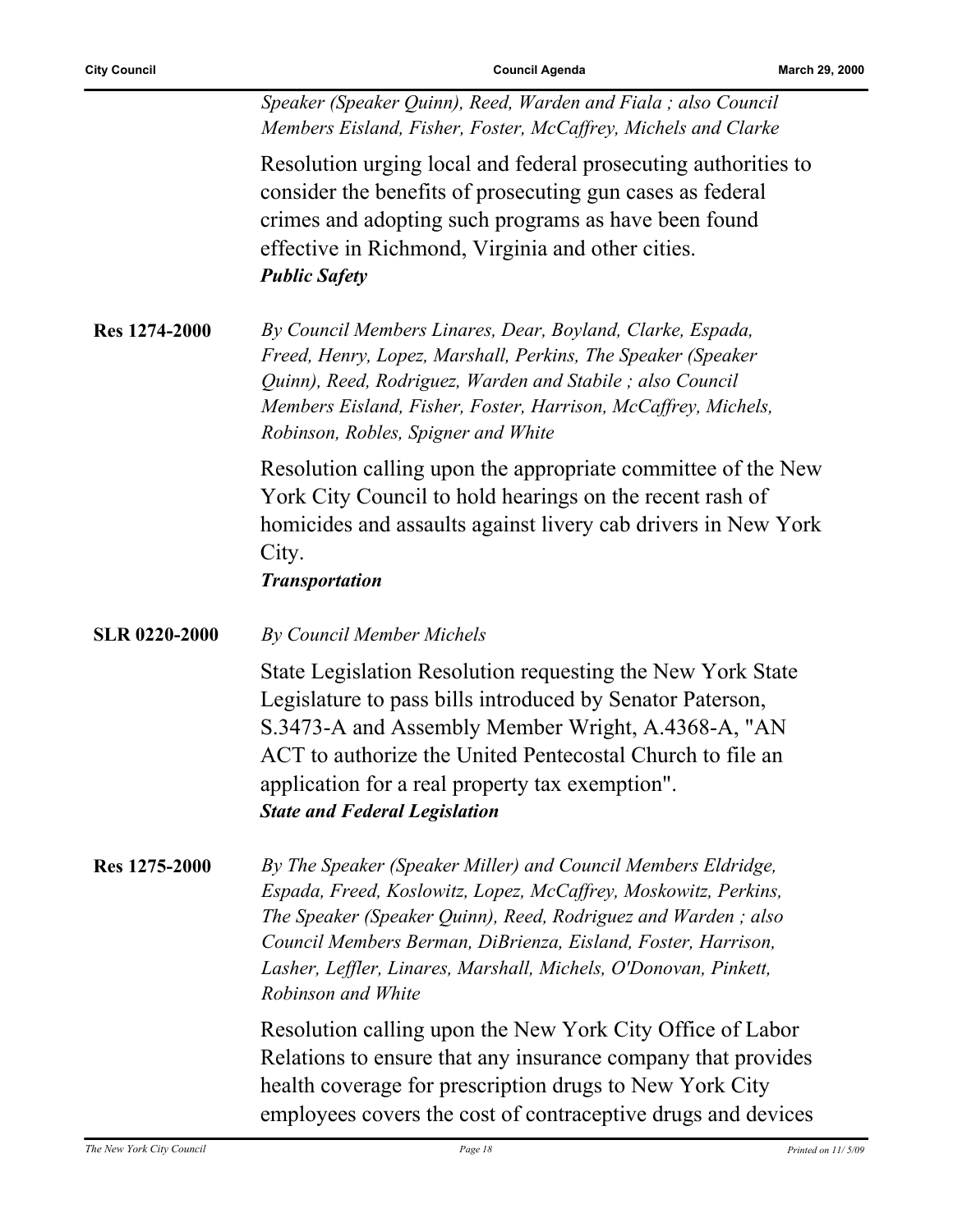*Speaker (Speaker Quinn), Reed, Warden and Fiala ; also Council Members Eisland, Fisher, Foster, McCaffrey, Michels and Clarke*

Resolution urging local and federal prosecuting authorities to consider the benefits of prosecuting gun cases as federal crimes and adopting such programs as have been found effective in Richmond, Virginia and other cities.
***Public Safety***

**Res 1274-2000**

*By Council Members Linares, Dear, Boyland, Clarke, Espada, Freed, Henry, Lopez, Marshall, Perkins, The Speaker (Speaker Quinn), Reed, Rodriguez, Warden and Stabile ; also Council Members Eisland, Fisher, Foster, Harrison, McCaffrey, Michels, Robinson, Robles, Spigner and White*

Resolution calling upon the appropriate committee of the New York City Council to hold hearings on the recent rash of homicides and assaults against livery cab drivers in New York City.
***Transportation***

**SLR 0220-2000**

*By Council Member Michels*

State Legislation Resolution requesting the New York State Legislature to pass bills introduced by Senator Paterson, S.3473-A and Assembly Member Wright, A.4368-A, "AN ACT to authorize the United Pentecostal Church to file an application for a real property tax exemption".
***State and Federal Legislation***

**Res 1275-2000**

*By The Speaker (Speaker Miller) and Council Members Eldridge, Espada, Freed, Koslowitz, Lopez, McCaffrey, Moskowitz, Perkins, The Speaker (Speaker Quinn), Reed, Rodriguez and Warden ; also Council Members Berman, DiBrienza, Eisland, Foster, Harrison, Lasher, Leffler, Linares, Marshall, Michels, O'Donovan, Pinkett, Robinson and White*

Resolution calling upon the New York City Office of Labor Relations to ensure that any insurance company that provides health coverage for prescription drugs to New York City employees covers the cost of contraceptive drugs and devices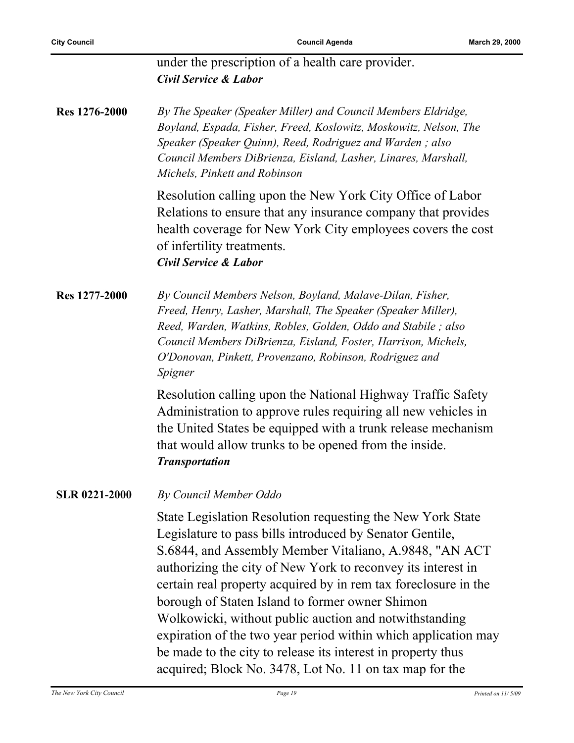under the prescription of a health care provider.
***Civil Service & Labor***

**Res 1276-2000** *By The Speaker (Speaker Miller) and Council Members Eldridge, Boyland, Espada, Fisher, Freed, Koslowitz, Moskowitz, Nelson, The Speaker (Speaker Quinn), Reed, Rodriguez and Warden ; also Council Members DiBrienza, Eisland, Lasher, Linares, Marshall, Michels, Pinkett and Robinson*

Resolution calling upon the New York City Office of Labor Relations to ensure that any insurance company that provides health coverage for New York City employees covers the cost of infertility treatments.
***Civil Service & Labor***

**Res 1277-2000** *By Council Members Nelson, Boyland, Malave-Dilan, Fisher, Freed, Henry, Lasher, Marshall, The Speaker (Speaker Miller), Reed, Warden, Watkins, Robles, Golden, Oddo and Stabile ; also Council Members DiBrienza, Eisland, Foster, Harrison, Michels, O'Donovan, Pinkett, Provenzano, Robinson, Rodriguez and Spigner*

Resolution calling upon the National Highway Traffic Safety Administration to approve rules requiring all new vehicles in the United States be equipped with a trunk release mechanism that would allow trunks to be opened from the inside.
***Transportation***

**SLR 0221-2000** *By Council Member Oddo*

State Legislation Resolution requesting the New York State Legislature to pass bills introduced by Senator Gentile, S.6844, and Assembly Member Vitaliano, A.9848, "AN ACT authorizing the city of New York to reconvey its interest in certain real property acquired by in rem tax foreclosure in the borough of Staten Island to former owner Shimon Wolkowicki, without public auction and notwithstanding expiration of the two year period within which application may be made to the city to release its interest in property thus acquired; Block No. 3478, Lot No. 11 on tax map for the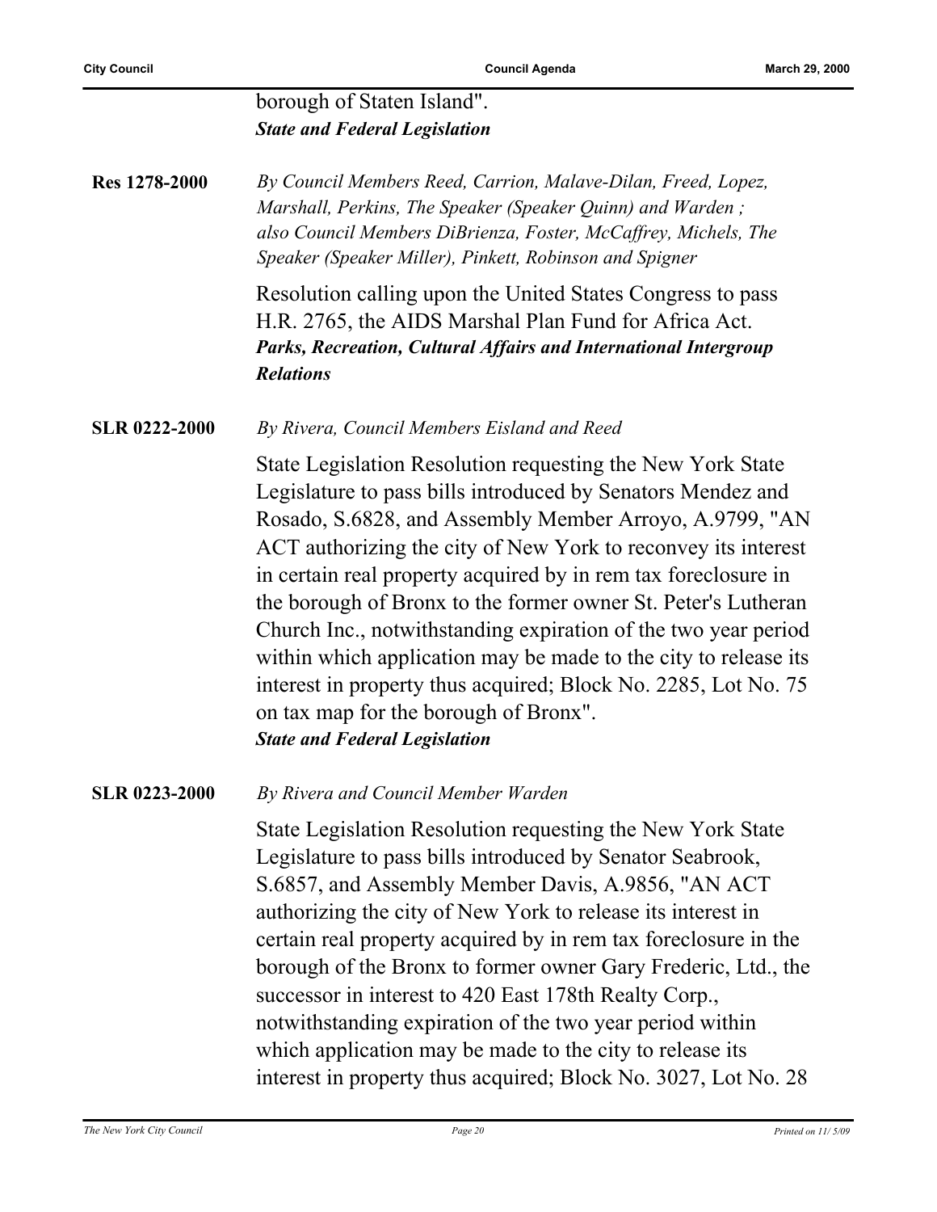borough of Staten Island".
***State and Federal Legislation***

**Res 1278-2000** *By Council Members Reed, Carrion, Malave-Dilan, Freed, Lopez, Marshall, Perkins, The Speaker (Speaker Quinn) and Warden ; also Council Members DiBrienza, Foster, McCaffrey, Michels, The Speaker (Speaker Miller), Pinkett, Robinson and Spigner*

Resolution calling upon the United States Congress to pass H.R. 2765, the AIDS Marshal Plan Fund for Africa Act.
***Parks, Recreation, Cultural Affairs and International Intergroup Relations***

**SLR 0222-2000** *By Rivera, Council Members Eisland and Reed*

State Legislation Resolution requesting the New York State Legislature to pass bills introduced by Senators Mendez and Rosado, S.6828, and Assembly Member Arroyo, A.9799, "AN ACT authorizing the city of New York to reconvey its interest in certain real property acquired by in rem tax foreclosure in the borough of Bronx to the former owner St. Peter's Lutheran Church Inc., notwithstanding expiration of the two year period within which application may be made to the city to release its interest in property thus acquired; Block No. 2285, Lot No. 75 on tax map for the borough of Bronx".
***State and Federal Legislation***

**SLR 0223-2000** *By Rivera and Council Member Warden*

State Legislation Resolution requesting the New York State Legislature to pass bills introduced by Senator Seabrook, S.6857, and Assembly Member Davis, A.9856, "AN ACT authorizing the city of New York to release its interest in certain real property acquired by in rem tax foreclosure in the borough of the Bronx to former owner Gary Frederic, Ltd., the successor in interest to 420 East 178th Realty Corp., notwithstanding expiration of the two year period within which application may be made to the city to release its interest in property thus acquired; Block No. 3027, Lot No. 28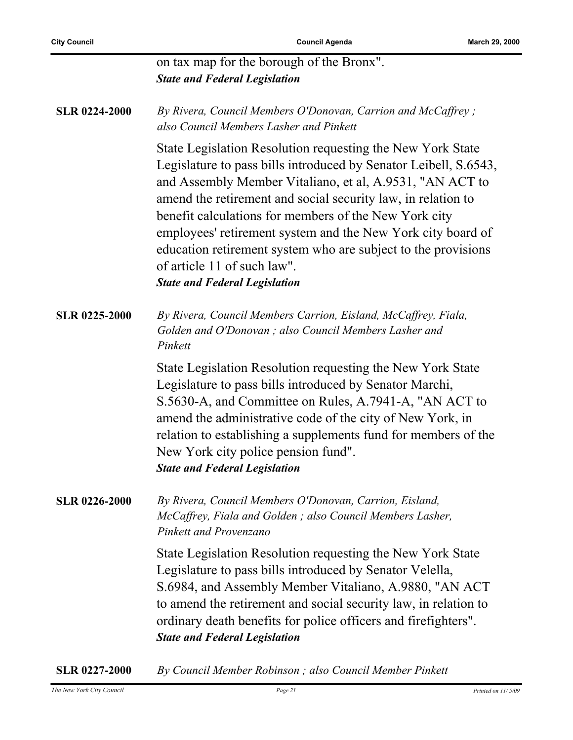on tax map for the borough of the Bronx".
***State and Federal Legislation***

**SLR 0224-2000** *By Rivera, Council Members O'Donovan, Carrion and McCaffrey ; also Council Members Lasher and Pinkett*

State Legislation Resolution requesting the New York State Legislature to pass bills introduced by Senator Leibell, S.6543, and Assembly Member Vitaliano, et al, A.9531, "AN ACT to amend the retirement and social security law, in relation to benefit calculations for members of the New York city employees' retirement system and the New York city board of education retirement system who are subject to the provisions of article 11 of such law".
***State and Federal Legislation***

**SLR 0225-2000** *By Rivera, Council Members Carrion, Eisland, McCaffrey, Fiala, Golden and O'Donovan ; also Council Members Lasher and Pinkett*

State Legislation Resolution requesting the New York State Legislature to pass bills introduced by Senator Marchi, S.5630-A, and Committee on Rules, A.7941-A, "AN ACT to amend the administrative code of the city of New York, in relation to establishing a supplements fund for members of the New York city police pension fund".
***State and Federal Legislation***

**SLR 0226-2000** *By Rivera, Council Members O'Donovan, Carrion, Eisland, McCaffrey, Fiala and Golden ; also Council Members Lasher, Pinkett and Provenzano*

State Legislation Resolution requesting the New York State Legislature to pass bills introduced by Senator Velella, S.6984, and Assembly Member Vitaliano, A.9880, "AN ACT to amend the retirement and social security law, in relation to ordinary death benefits for police officers and firefighters".
***State and Federal Legislation***

**SLR 0227-2000** *By Council Member Robinson ; also Council Member Pinkett*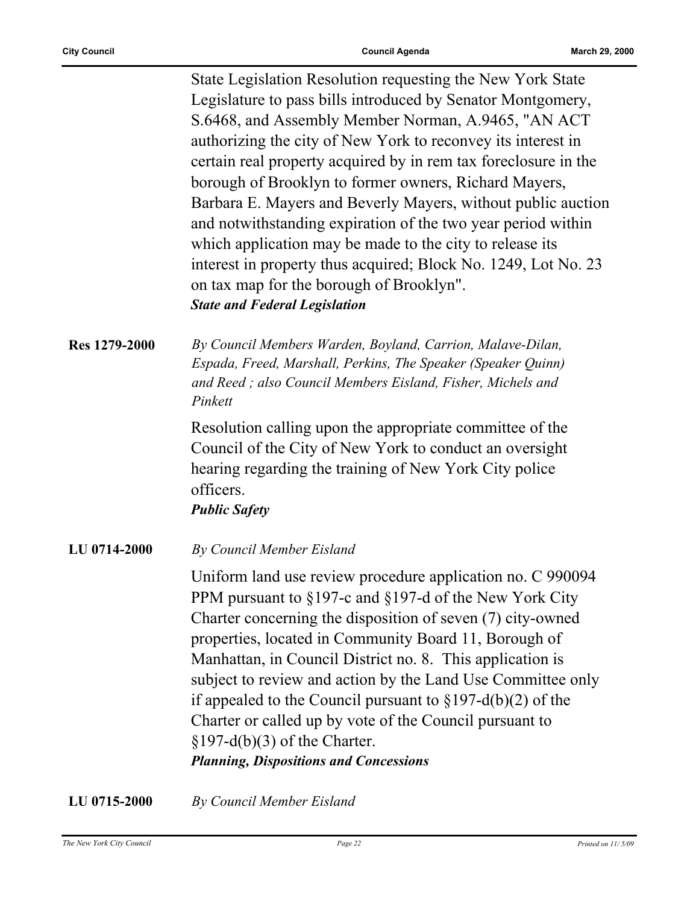State Legislation Resolution requesting the New York State Legislature to pass bills introduced by Senator Montgomery, S.6468, and Assembly Member Norman, A.9465, "AN ACT authorizing the city of New York to reconvey its interest in certain real property acquired by in rem tax foreclosure in the borough of Brooklyn to former owners, Richard Mayers, Barbara E. Mayers and Beverly Mayers, without public auction and notwithstanding expiration of the two year period within which application may be made to the city to release its interest in property thus acquired; Block No. 1249, Lot No. 23 on tax map for the borough of Brooklyn".
***State and Federal Legislation***

**Res 1279-2000**

*By Council Members Warden, Boyland, Carrion, Malave-Dilan, Espada, Freed, Marshall, Perkins, The Speaker (Speaker Quinn) and Reed ; also Council Members Eisland, Fisher, Michels and Pinkett*

Resolution calling upon the appropriate committee of the Council of the City of New York to conduct an oversight hearing regarding the training of New York City police officers.
***Public Safety***

**LU 0714-2000**

*By Council Member Eisland*

Uniform land use review procedure application no. C 990094 PPM pursuant to §197-c and §197-d of the New York City Charter concerning the disposition of seven (7) city-owned properties, located in Community Board 11, Borough of Manhattan, in Council District no. 8. This application is subject to review and action by the Land Use Committee only if appealed to the Council pursuant to §197-d(b)(2) of the Charter or called up by vote of the Council pursuant to §197-d(b)(3) of the Charter.
***Planning, Dispositions and Concessions***

**LU 0715-2000**

*By Council Member Eisland*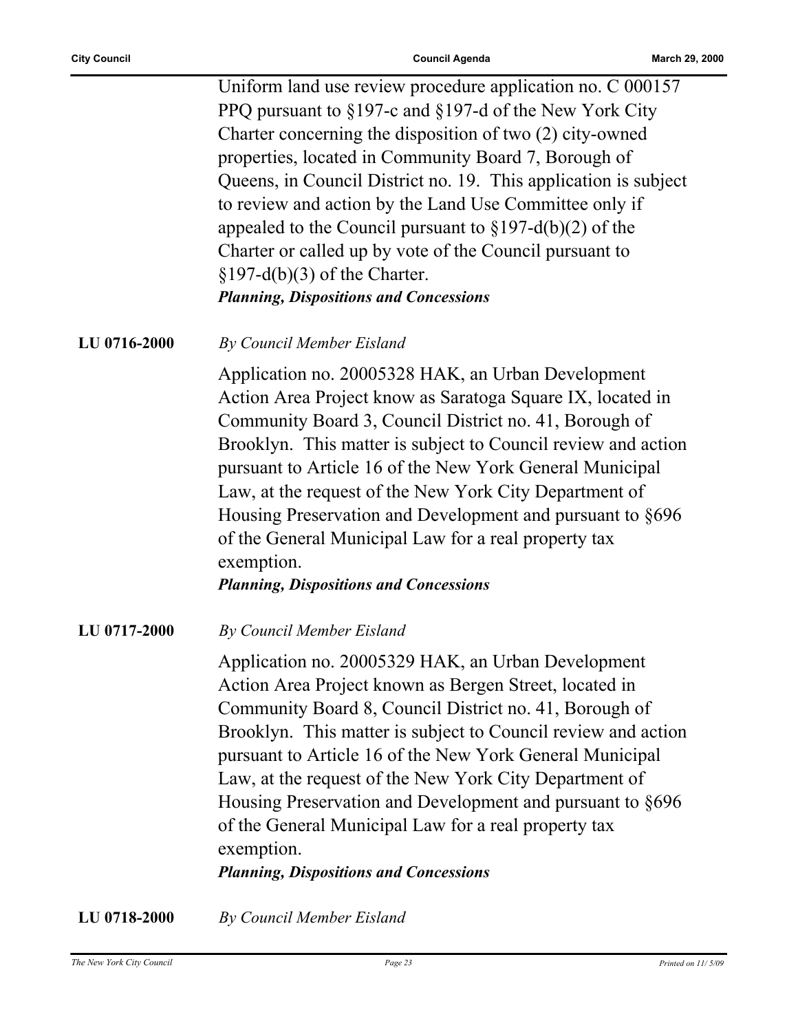Uniform land use review procedure application no. C 000157 PPQ pursuant to §197-c and §197-d of the New York City Charter concerning the disposition of two (2) city-owned properties, located in Community Board 7, Borough of Queens, in Council District no. 19. This application is subject to review and action by the Land Use Committee only if appealed to the Council pursuant to §197-d(b)(2) of the Charter or called up by vote of the Council pursuant to §197-d(b)(3) of the Charter.

***Planning, Dispositions and Concessions***

**LU 0716-2000** *By Council Member Eisland*

Application no. 20005328 HAK, an Urban Development Action Area Project know as Saratoga Square IX, located in Community Board 3, Council District no. 41, Borough of Brooklyn. This matter is subject to Council review and action pursuant to Article 16 of the New York General Municipal Law, at the request of the New York City Department of Housing Preservation and Development and pursuant to §696 of the General Municipal Law for a real property tax exemption.

***Planning, Dispositions and Concessions***

**LU 0717-2000** *By Council Member Eisland*

Application no. 20005329 HAK, an Urban Development Action Area Project known as Bergen Street, located in Community Board 8, Council District no. 41, Borough of Brooklyn. This matter is subject to Council review and action pursuant to Article 16 of the New York General Municipal Law, at the request of the New York City Department of Housing Preservation and Development and pursuant to §696 of the General Municipal Law for a real property tax exemption.

***Planning, Dispositions and Concessions***

**LU 0718-2000** *By Council Member Eisland*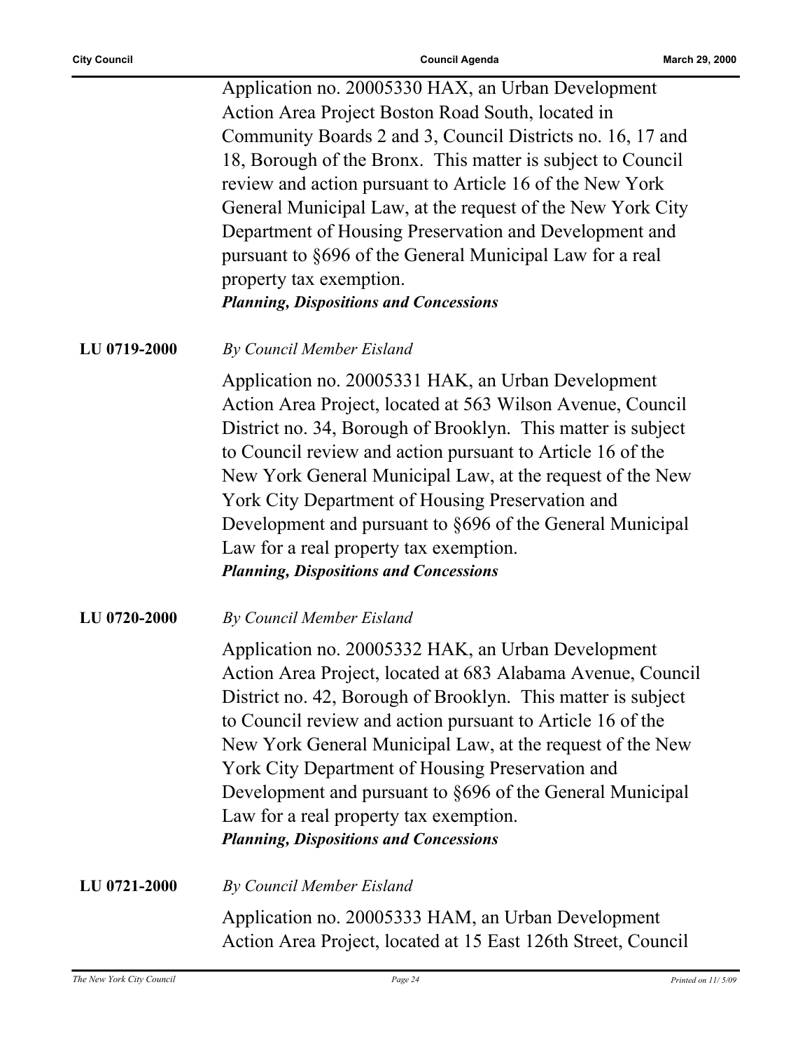Application no. 20005330 HAX, an Urban Development Action Area Project Boston Road South, located in Community Boards 2 and 3, Council Districts no. 16, 17 and 18, Borough of the Bronx. This matter is subject to Council review and action pursuant to Article 16 of the New York General Municipal Law, at the request of the New York City Department of Housing Preservation and Development and pursuant to §696 of the General Municipal Law for a real property tax exemption.
***Planning, Dispositions and Concessions***

**LU 0719-2000** *By Council Member Eisland*

Application no. 20005331 HAK, an Urban Development Action Area Project, located at 563 Wilson Avenue, Council District no. 34, Borough of Brooklyn. This matter is subject to Council review and action pursuant to Article 16 of the New York General Municipal Law, at the request of the New York City Department of Housing Preservation and Development and pursuant to §696 of the General Municipal Law for a real property tax exemption.
***Planning, Dispositions and Concessions***

**LU 0720-2000** *By Council Member Eisland*

Application no. 20005332 HAK, an Urban Development Action Area Project, located at 683 Alabama Avenue, Council District no. 42, Borough of Brooklyn. This matter is subject to Council review and action pursuant to Article 16 of the New York General Municipal Law, at the request of the New York City Department of Housing Preservation and Development and pursuant to §696 of the General Municipal Law for a real property tax exemption.
***Planning, Dispositions and Concessions***

**LU 0721-2000** *By Council Member Eisland*

Application no. 20005333 HAM, an Urban Development Action Area Project, located at 15 East 126th Street, Council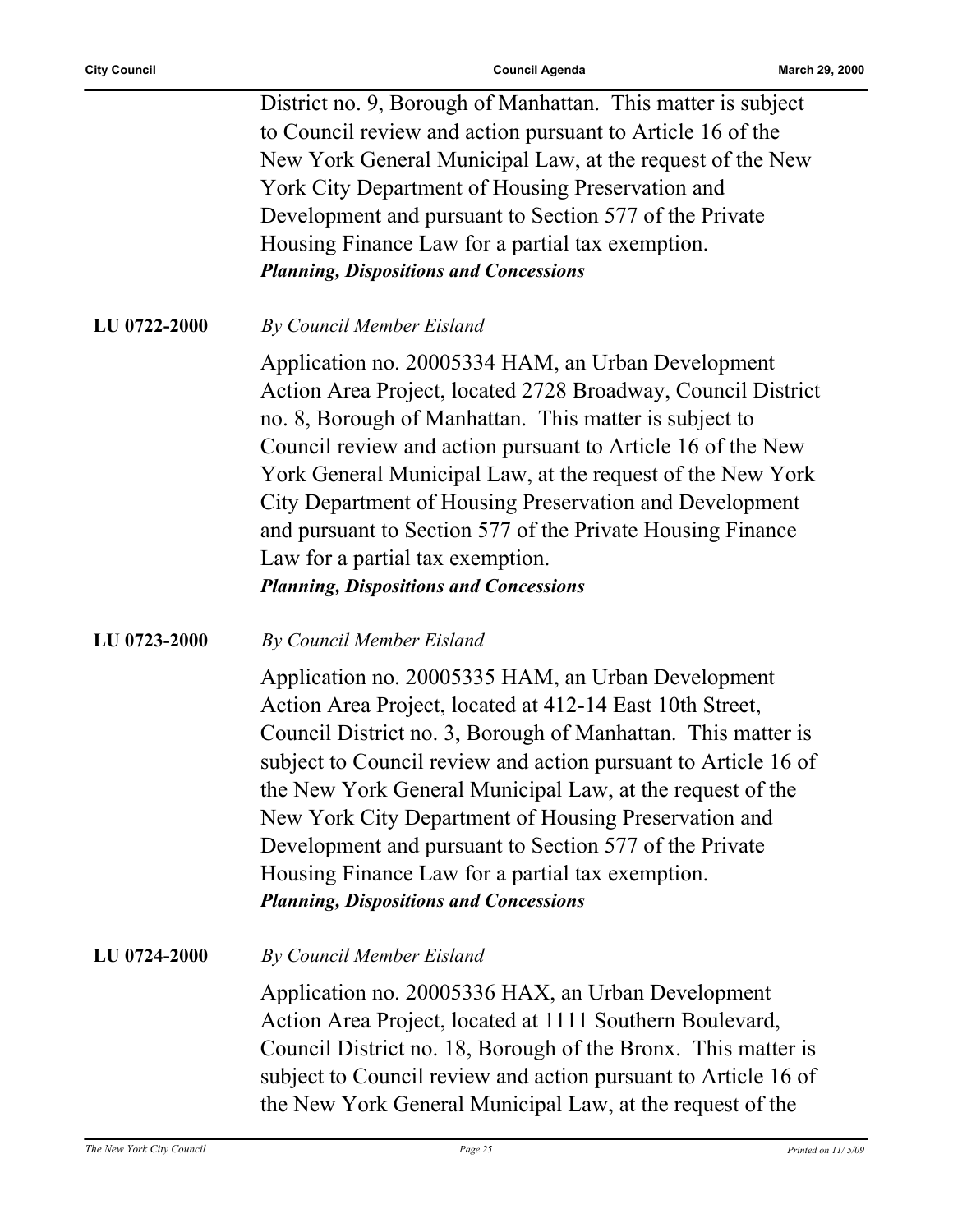District no. 9, Borough of Manhattan. This matter is subject to Council review and action pursuant to Article 16 of the New York General Municipal Law, at the request of the New York City Department of Housing Preservation and Development and pursuant to Section 577 of the Private Housing Finance Law for a partial tax exemption.
***Planning, Dispositions and Concessions***

**LU 0722-2000** *By Council Member Eisland*

Application no. 20005334 HAM, an Urban Development Action Area Project, located 2728 Broadway, Council District no. 8, Borough of Manhattan. This matter is subject to Council review and action pursuant to Article 16 of the New York General Municipal Law, at the request of the New York City Department of Housing Preservation and Development and pursuant to Section 577 of the Private Housing Finance Law for a partial tax exemption.
***Planning, Dispositions and Concessions***

**LU 0723-2000** *By Council Member Eisland*

Application no. 20005335 HAM, an Urban Development Action Area Project, located at 412-14 East 10th Street, Council District no. 3, Borough of Manhattan. This matter is subject to Council review and action pursuant to Article 16 of the New York General Municipal Law, at the request of the New York City Department of Housing Preservation and Development and pursuant to Section 577 of the Private Housing Finance Law for a partial tax exemption.
***Planning, Dispositions and Concessions***

**LU 0724-2000** *By Council Member Eisland*

Application no. 20005336 HAX, an Urban Development Action Area Project, located at 1111 Southern Boulevard, Council District no. 18, Borough of the Bronx. This matter is subject to Council review and action pursuant to Article 16 of the New York General Municipal Law, at the request of the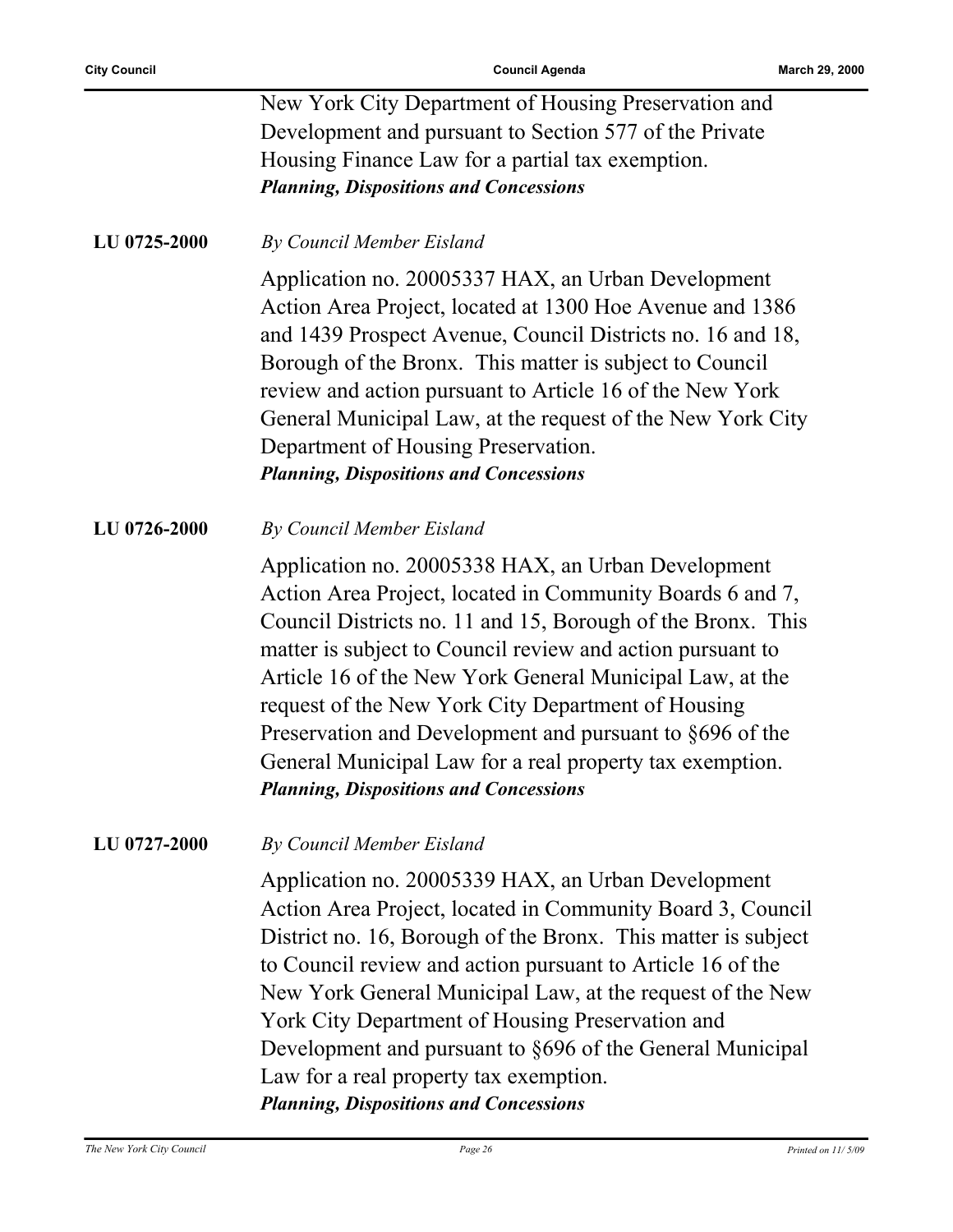New York City Department of Housing Preservation and Development and pursuant to Section 577 of the Private Housing Finance Law for a partial tax exemption.
***Planning, Dispositions and Concessions***

**LU 0725-2000** *By Council Member Eisland*

Application no. 20005337 HAX, an Urban Development Action Area Project, located at 1300 Hoe Avenue and 1386 and 1439 Prospect Avenue, Council Districts no. 16 and 18, Borough of the Bronx. This matter is subject to Council review and action pursuant to Article 16 of the New York General Municipal Law, at the request of the New York City Department of Housing Preservation.
***Planning, Dispositions and Concessions***

**LU 0726-2000** *By Council Member Eisland*

Application no. 20005338 HAX, an Urban Development Action Area Project, located in Community Boards 6 and 7, Council Districts no. 11 and 15, Borough of the Bronx. This matter is subject to Council review and action pursuant to Article 16 of the New York General Municipal Law, at the request of the New York City Department of Housing Preservation and Development and pursuant to §696 of the General Municipal Law for a real property tax exemption.
***Planning, Dispositions and Concessions***

**LU 0727-2000** *By Council Member Eisland*

Application no. 20005339 HAX, an Urban Development Action Area Project, located in Community Board 3, Council District no. 16, Borough of the Bronx. This matter is subject to Council review and action pursuant to Article 16 of the New York General Municipal Law, at the request of the New York City Department of Housing Preservation and Development and pursuant to §696 of the General Municipal Law for a real property tax exemption.
***Planning, Dispositions and Concessions***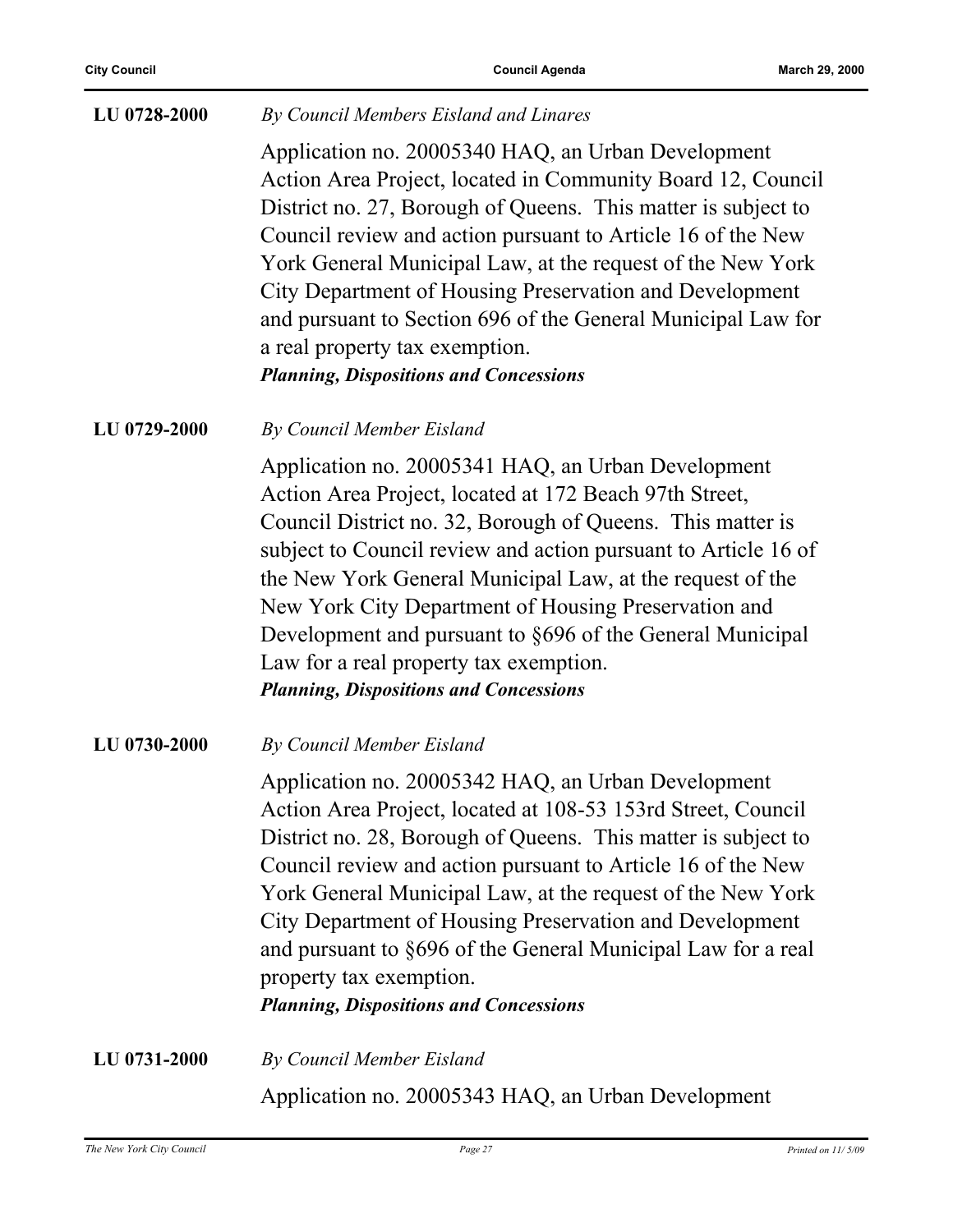**LU 0728-2000** *By Council Members Eisland and Linares*

Application no. 20005340 HAQ, an Urban Development Action Area Project, located in Community Board 12, Council District no. 27, Borough of Queens. This matter is subject to Council review and action pursuant to Article 16 of the New York General Municipal Law, at the request of the New York City Department of Housing Preservation and Development and pursuant to Section 696 of the General Municipal Law for a real property tax exemption.

***Planning, Dispositions and Concessions***

**LU 0729-2000** *By Council Member Eisland*

Application no. 20005341 HAQ, an Urban Development Action Area Project, located at 172 Beach 97th Street, Council District no. 32, Borough of Queens. This matter is subject to Council review and action pursuant to Article 16 of the New York General Municipal Law, at the request of the New York City Department of Housing Preservation and Development and pursuant to §696 of the General Municipal Law for a real property tax exemption.

***Planning, Dispositions and Concessions***

**LU 0730-2000** *By Council Member Eisland*

Application no. 20005342 HAQ, an Urban Development Action Area Project, located at 108-53 153rd Street, Council District no. 28, Borough of Queens. This matter is subject to Council review and action pursuant to Article 16 of the New York General Municipal Law, at the request of the New York City Department of Housing Preservation and Development and pursuant to §696 of the General Municipal Law for a real property tax exemption.

***Planning, Dispositions and Concessions***

**LU 0731-2000** *By Council Member Eisland*

Application no. 20005343 HAQ, an Urban Development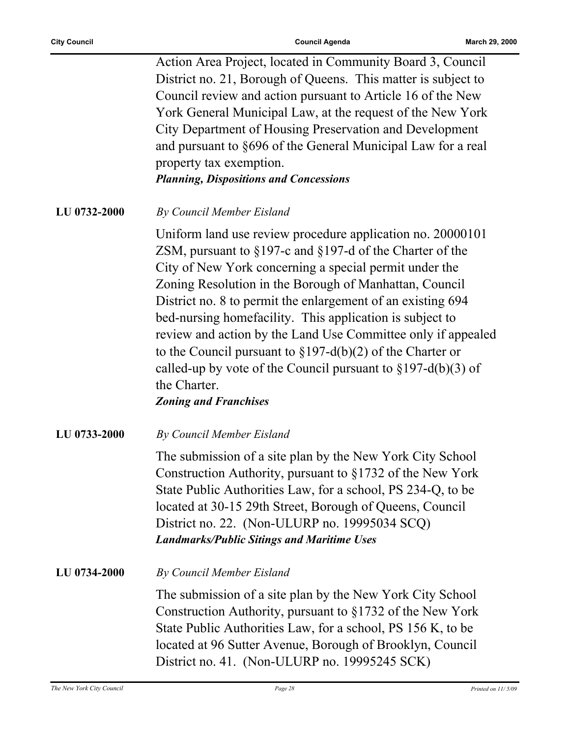Action Area Project, located in Community Board 3, Council District no. 21, Borough of Queens. This matter is subject to Council review and action pursuant to Article 16 of the New York General Municipal Law, at the request of the New York City Department of Housing Preservation and Development and pursuant to §696 of the General Municipal Law for a real property tax exemption.

***Planning, Dispositions and Concessions***

**LU 0732-2000** *By Council Member Eisland*

Uniform land use review procedure application no. 20000101 ZSM, pursuant to §197-c and §197-d of the Charter of the City of New York concerning a special permit under the Zoning Resolution in the Borough of Manhattan, Council District no. 8 to permit the enlargement of an existing 694 bed-nursing homefacility. This application is subject to review and action by the Land Use Committee only if appealed to the Council pursuant to §197-d(b)(2) of the Charter or called-up by vote of the Council pursuant to §197-d(b)(3) of the Charter.

***Zoning and Franchises***

**LU 0733-2000** *By Council Member Eisland*

The submission of a site plan by the New York City School Construction Authority, pursuant to §1732 of the New York State Public Authorities Law, for a school, PS 234-Q, to be located at 30-15 29th Street, Borough of Queens, Council District no. 22. (Non-ULURP no. 19995034 SCQ)

***Landmarks/Public Sitings and Maritime Uses***

**LU 0734-2000** *By Council Member Eisland*

The submission of a site plan by the New York City School Construction Authority, pursuant to §1732 of the New York State Public Authorities Law, for a school, PS 156 K, to be located at 96 Sutter Avenue, Borough of Brooklyn, Council District no. 41. (Non-ULURP no. 19995245 SCK)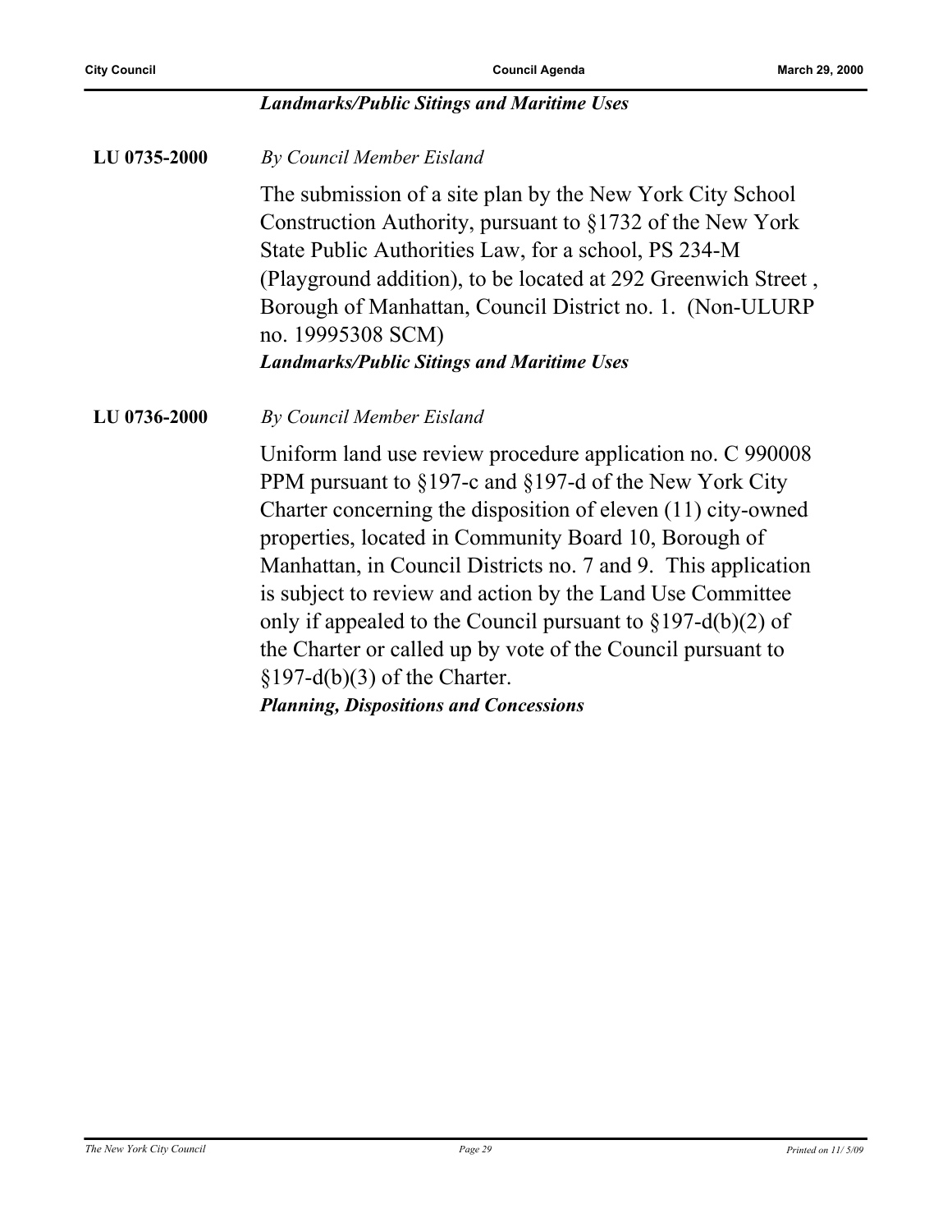***Landmarks/Public Sitings and Maritime Uses***

**LU 0735-2000** *By Council Member Eisland*

The submission of a site plan by the New York City School Construction Authority, pursuant to §1732 of the New York State Public Authorities Law, for a school, PS 234-M (Playground addition), to be located at 292 Greenwich Street , Borough of Manhattan, Council District no. 1. (Non-ULURP no. 19995308 SCM)

***Landmarks/Public Sitings and Maritime Uses***

**LU 0736-2000** *By Council Member Eisland*

Uniform land use review procedure application no. C 990008 PPM pursuant to §197-c and §197-d of the New York City Charter concerning the disposition of eleven (11) city-owned properties, located in Community Board 10, Borough of Manhattan, in Council Districts no. 7 and 9. This application is subject to review and action by the Land Use Committee only if appealed to the Council pursuant to §197-d(b)(2) of the Charter or called up by vote of the Council pursuant to §197-d(b)(3) of the Charter.

***Planning, Dispositions and Concessions***